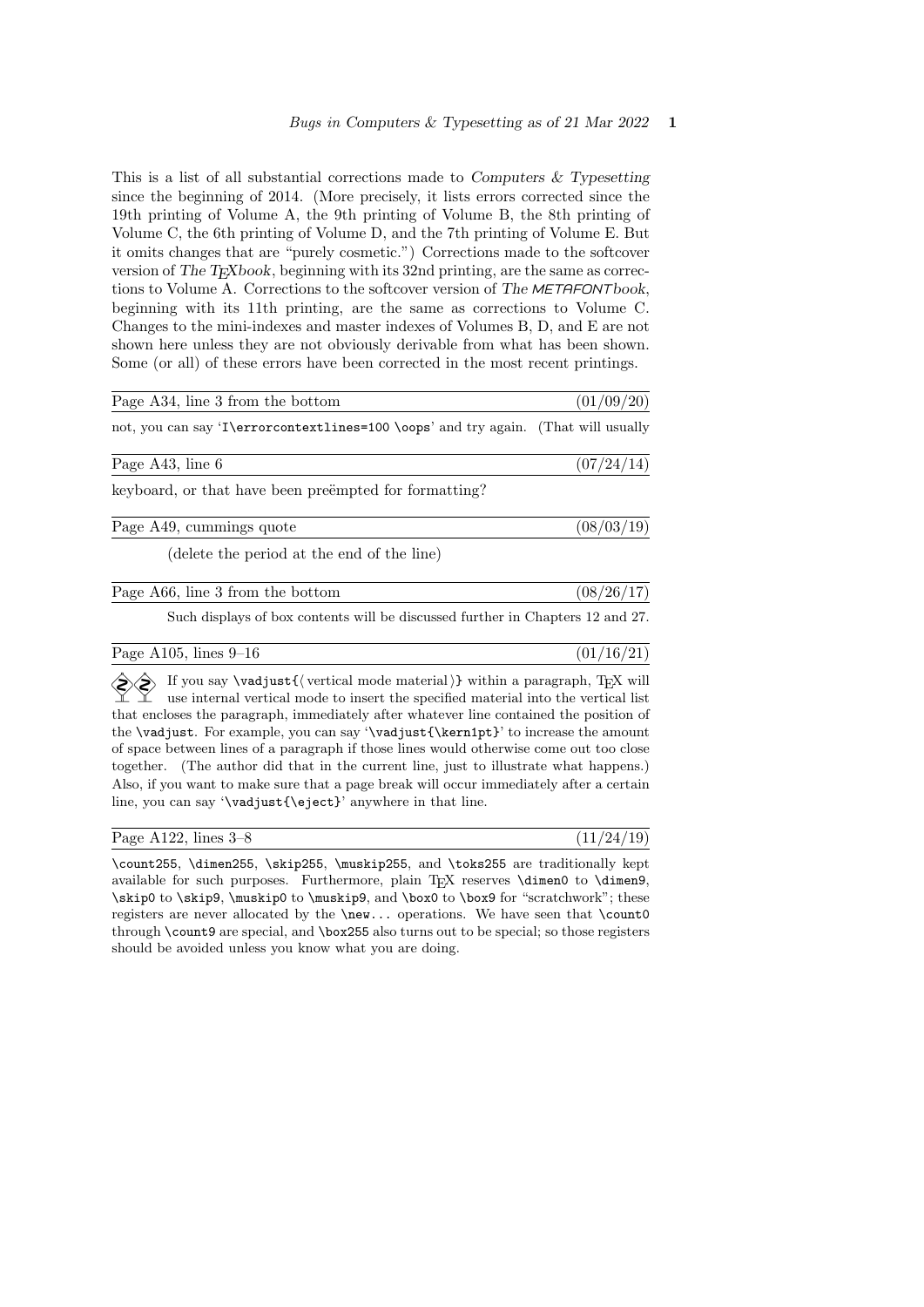This is a list of all substantial corrections made to *Computers & Typesetting* since the beginning of 2014. (More precisely, it lists errors corrected since the 19th printing of Volume A, the 9th printing of Volume B, the 8th printing of Volume C, the 6th printing of Volume D, and the 7th printing of Volume E. But it omits changes that are "purely cosmetic.") Corrections made to the softcover version of *The TEXbook*, beginning with its 32nd printing, are the same as corrections to Volume A. Corrections to the softcover version of *The METAFONTbook*, beginning with its 11th printing, are the same as corrections to Volume C. Changes to the mini-indexes and master indexes of Volumes B, D, and E are not shown here unless they are not obviously derivable from what has been shown. Some (or all) of these errors have been corrected in the most recent printings.

---

Page A34, line 3 from the bottom (01/09/20)

not, you can say '`I\errorcontextlines=100 \oops`' and try again. (That will usually

---

Page A43, line 6 (07/24/14)

keyboard, or that have been preëmpted for formatting?

---

Page A49, cummings quote (08/03/19)

(delete the period at the end of the line)

---

Page A66, line 3 from the bottom (08/26/17)

Such displays of box contents will be discussed further in Chapters 12 and 27.

---

Page A105, lines 9–16 (01/16/21)

If you say `\vadjust{`⟨vertical mode material⟩`}` within a paragraph, TEX will use internal vertical mode to insert the specified material into the vertical list that encloses the paragraph, immediately after whatever line contained the position of the `\vadjust`. For example, you can say '`\vadjust{\kern1pt}`' to increase the amount of space between lines of a paragraph if those lines would otherwise come out too close together. (The author did that in the current line, just to illustrate what happens.) Also, if you want to make sure that a page break will occur immediately after a certain line, you can say '`\vadjust{\eject}`' anywhere in that line.

---

Page A122, lines 3–8 (11/24/19)

`\count255`, `\dimen255`, `\skip255`, `\muskip255`, and `\toks255` are traditionally kept available for such purposes. Furthermore, plain TEX reserves `\dimen0` to `\dimen9`, `\skip0` to `\skip9`, `\muskip0` to `\muskip9`, and `\box0` to `\box9` for "scratchwork"; these registers are never allocated by the `\new...` operations. We have seen that `\count0` through `\count9` are special, and `\box255` also turns out to be special; so those registers should be avoided unless you know what you are doing.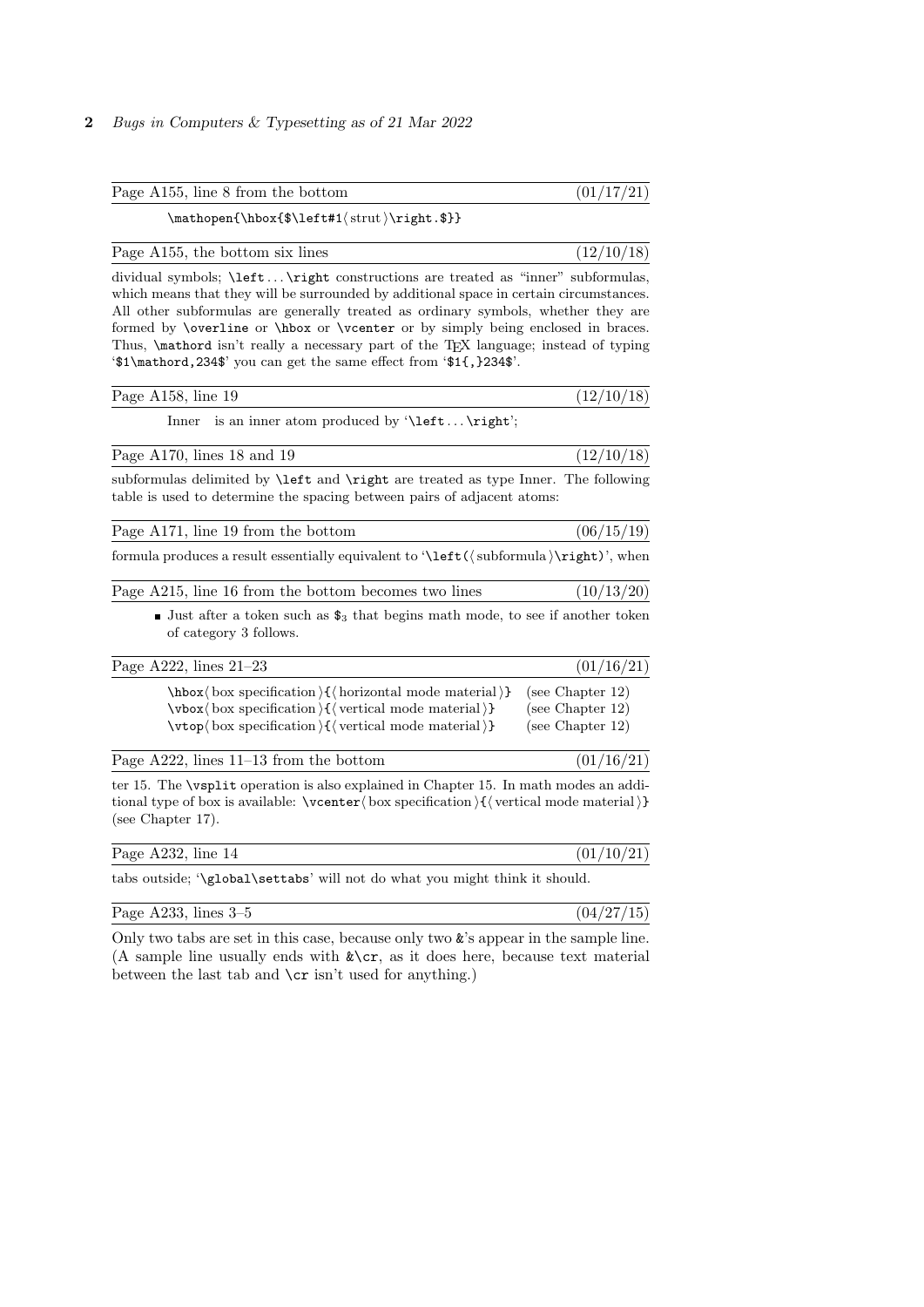**Page A155, line 8 from the bottom** (01/17/21)

```
\mathopen{\hbox{$\left#1⟨strut⟩\right.$}}
```

**Page A155, the bottom six lines** (12/10/18)

dividual symbols; `\left`...`\right` constructions are treated as "inner" subformulas, which means that they will be surrounded by additional space in certain circumstances. All other subformulas are generally treated as ordinary symbols, whether they are formed by `\overline` or `\hbox` or `\vcenter` or by simply being enclosed in braces. Thus, `\mathord` isn't really a necessary part of the TeX language; instead of typing '`$1\mathord,234$`' you can get the same effect from '`$1{,}234$`'.

**Page A158, line 19** (12/10/18)

Inner  is an inner atom produced by '`\left`...`\right`';

**Page A170, lines 18 and 19** (12/10/18)

subformulas delimited by `\left` and `\right` are treated as type Inner. The following table is used to determine the spacing between pairs of adjacent atoms:

**Page A171, line 19 from the bottom** (06/15/19)

formula produces a result essentially equivalent to '`\left(`⟨subformula⟩`\right)`', when

**Page A215, line 16 from the bottom becomes two lines** (10/13/20)

- Just after a token such as $\$_3$ that begins math mode, to see if another token of category 3 follows.

**Page A222, lines 21–23** (01/16/21)

```
\hbox⟨box specification⟩{⟨horizontal mode material⟩}   (see Chapter 12)
\vbox⟨box specification⟩{⟨vertical mode material⟩}     (see Chapter 12)
\vtop⟨box specification⟩{⟨vertical mode material⟩}     (see Chapter 12)
```

**Page A222, lines 11–13 from the bottom** (01/16/21)

ter 15. The `\vsplit` operation is also explained in Chapter 15. In math modes an additional type of box is available: `\vcenter`⟨box specification⟩`{`⟨vertical mode material⟩`}` (see Chapter 17).

**Page A232, line 14** (01/10/21)

tabs outside; '`\global\settabs`' will not do what you might think it should.

**Page A233, lines 3–5** (04/27/15)

Only two tabs are set in this case, because only two `&`'s appear in the sample line. (A sample line usually ends with `&\cr`, as it does here, because text material between the last tab and `\cr` isn't used for anything.)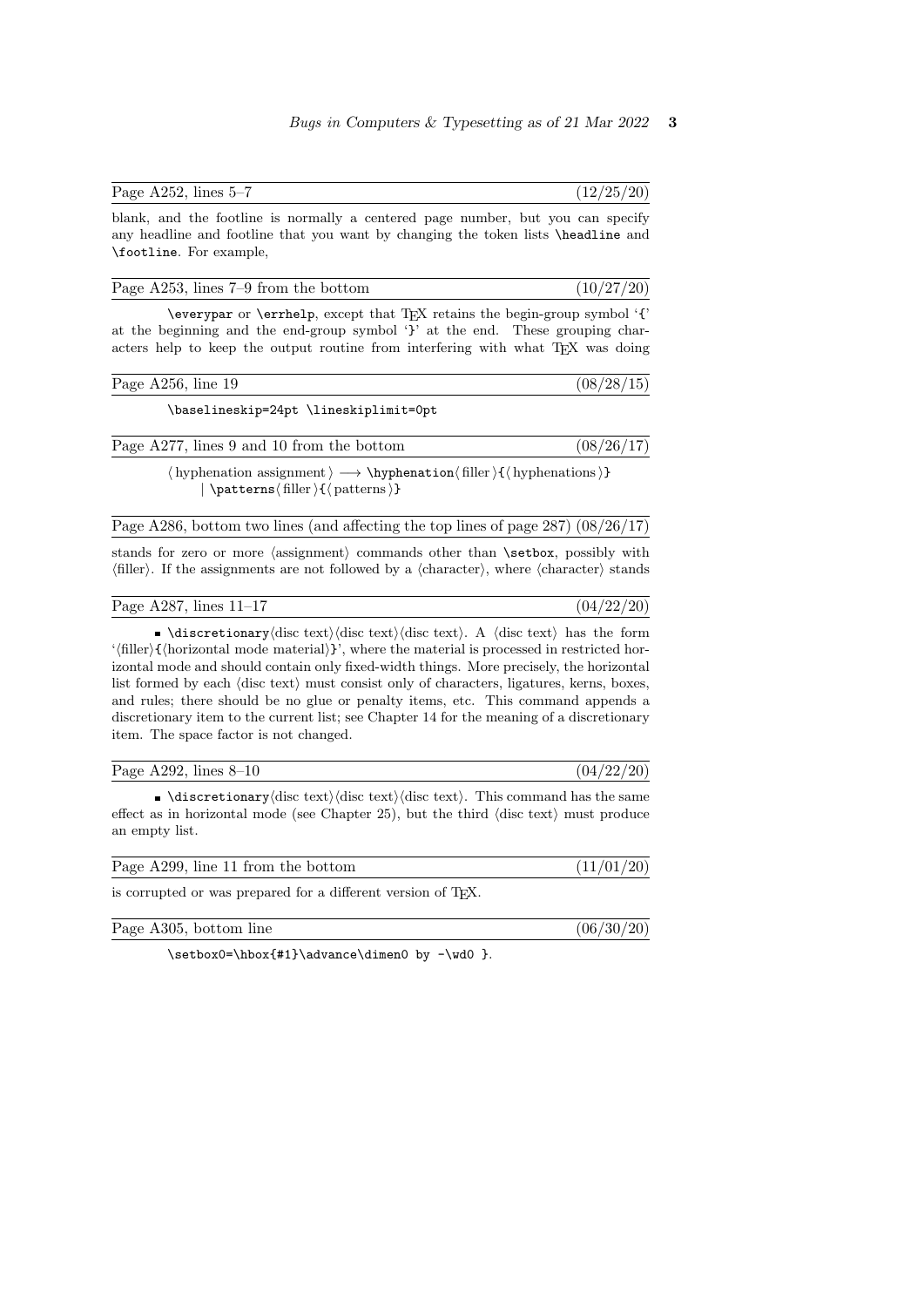Page A252, lines 5–7 (12/25/20)

blank, and the footline is normally a centered page number, but you can specify any headline and footline that you want by changing the token lists `\headline` and `\footline`. For example,

Page A253, lines 7–9 from the bottom (10/27/20)

`\everypar` or `\errhelp`, except that TEX retains the begin-group symbol '`{`' at the beginning and the end-group symbol '`}`' at the end. These grouping characters help to keep the output routine from interfering with what TEX was doing

Page A256, line 19 (08/28/15)

```
\baselineskip=24pt \lineskiplimit=0pt
```

Page A277, lines 9 and 10 from the bottom (08/26/17)

⟨hyphenation assignment⟩ ⟶ `\hyphenation`⟨filler⟩`{`⟨hyphenations⟩`}`
| `\patterns`⟨filler⟩`{`⟨patterns⟩`}`

Page A286, bottom two lines (and affecting the top lines of page 287) (08/26/17)

stands for zero or more ⟨assignment⟩ commands other than `\setbox`, possibly with ⟨filler⟩. If the assignments are not followed by a ⟨character⟩, where ⟨character⟩ stands

Page A287, lines 11–17 (04/22/20)

▪ `\discretionary`⟨disc text⟩⟨disc text⟩⟨disc text⟩. A ⟨disc text⟩ has the form '⟨filler⟩`{`⟨horizontal mode material⟩`}`', where the material is processed in restricted horizontal mode and should contain only fixed-width things. More precisely, the horizontal list formed by each ⟨disc text⟩ must consist only of characters, ligatures, kerns, boxes, and rules; there should be no glue or penalty items, etc. This command appends a discretionary item to the current list; see Chapter 14 for the meaning of a discretionary item. The space factor is not changed.

Page A292, lines 8–10 (04/22/20)

▪ `\discretionary`⟨disc text⟩⟨disc text⟩⟨disc text⟩. This command has the same effect as in horizontal mode (see Chapter 25), but the third ⟨disc text⟩ must produce an empty list.

Page A299, line 11 from the bottom (11/01/20)

is corrupted or was prepared for a different version of TEX.

Page A305, bottom line (06/30/20)

`\setbox0=\hbox{#1}\advance\dimen0 by -\wd0 }`.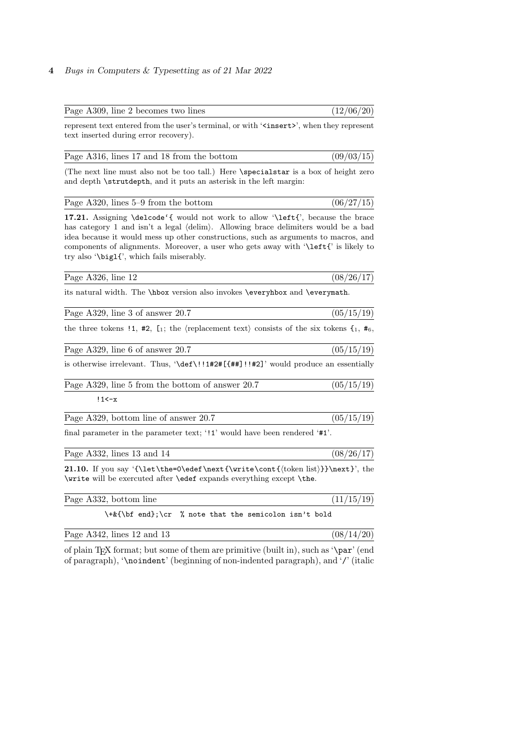Page A309, line 2 becomes two lines (12/06/20)

represent text entered from the user's terminal, or with '`<insert>`', when they represent text inserted during error recovery).

Page A316, lines 17 and 18 from the bottom (09/03/15)

(The next line must also not be too tall.) Here `\specialstar` is a box of height zero and depth `\strutdepth`, and it puts an asterisk in the left margin:

Page A320, lines 5–9 from the bottom (06/27/15)

**17.21.** Assigning `` \delcode`{ `` would not work to allow '`\left{`', because the brace has category 1 and isn't a legal ⟨delim⟩. Allowing brace delimiters would be a bad idea because it would mess up other constructions, such as arguments to macros, and components of alignments. Moreover, a user who gets away with '`\left{`' is likely to try also '`\bigl{`', which fails miserably.

Page A326, line 12 (08/26/17)

its natural width. The `\hbox` version also invokes `\everyhbox` and `\everymath`.

Page A329, line 3 of answer 20.7 (05/15/19)

the three tokens `!1`, `#2`, $[_1$; the ⟨replacement text⟩ consists of the six tokens $\{_1$, $\#_6$,

Page A329, line 6 of answer 20.7 (05/15/19)

is otherwise irrelevant. Thus, '`\def\!!1#2#[{##]!!#2]`' would produce an essentially

Page A329, line 5 from the bottom of answer 20.7 (05/15/19)

```
!1<-x
```

Page A329, bottom line of answer 20.7 (05/15/19)

final parameter in the parameter text; '`!1`' would have been rendered '`#1`'.

Page A332, lines 13 and 14 (08/26/17)

**21.10.** If you say '`{\let\the=0\edef\next{\write\cont{`⟨token list⟩`}}\next}`', the `\write` will be exercuted after `\edef` expands everything except `\the`.

Page A332, bottom line (11/15/19)

```
\+&{\bf end};\cr  % note that the semicolon isn't bold
```

Page A342, lines 12 and 13 (08/14/20)

of plain TeX format; but some of them are primitive (built in), such as '`\par`' (end of paragraph), '`\noindent`' (beginning of non-indented paragraph), and '`/`' (italic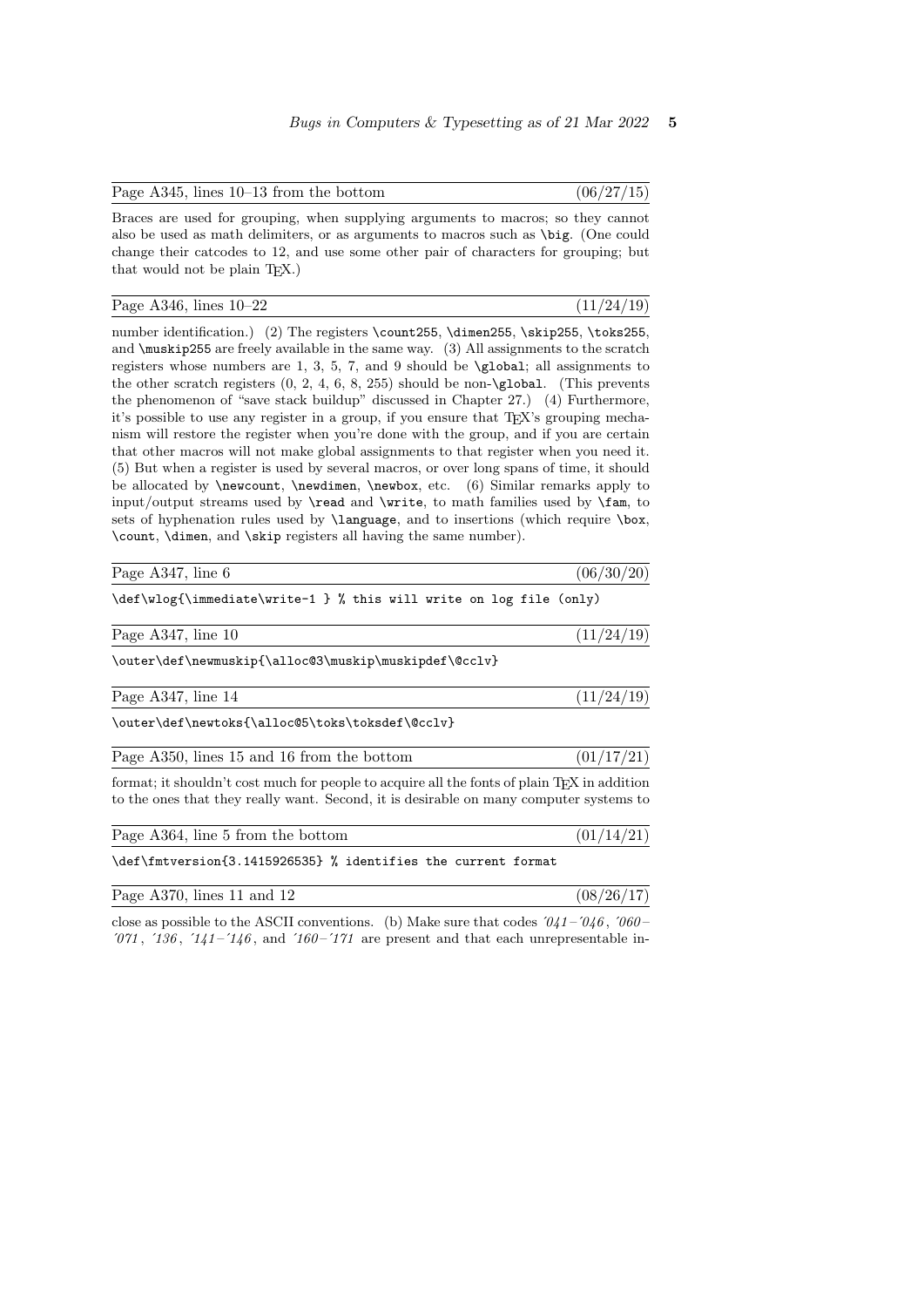Page A345, lines 10–13 from the bottom (06/27/15)

Braces are used for grouping, when supplying arguments to macros; so they cannot also be used as math delimiters, or as arguments to macros such as `\big`. (One could change their catcodes to 12, and use some other pair of characters for grouping; but that would not be plain TeX.)

Page A346, lines 10–22 (11/24/19)

number identification.) (2) The registers `\count255`, `\dimen255`, `\skip255`, `\toks255`, and `\muskip255` are freely available in the same way. (3) All assignments to the scratch registers whose numbers are 1, 3, 5, 7, and 9 should be `\global`; all assignments to the other scratch registers (0, 2, 4, 6, 8, 255) should be non-`\global`. (This prevents the phenomenon of "save stack buildup" discussed in Chapter 27.) (4) Furthermore, it's possible to use any register in a group, if you ensure that TeX's grouping mechanism will restore the register when you're done with the group, and if you are certain that other macros will not make global assignments to that register when you need it. (5) But when a register is used by several macros, or over long spans of time, it should be allocated by `\newcount`, `\newdimen`, `\newbox`, etc. (6) Similar remarks apply to input/output streams used by `\read` and `\write`, to math families used by `\fam`, to sets of hyphenation rules used by `\language`, and to insertions (which require `\box`, `\count`, `\dimen`, and `\skip` registers all having the same number).

Page A347, line 6 (06/30/20)

```
\def\wlog{\immediate\write-1 } % this will write on log file (only)
```

Page A347, line 10 (11/24/19)

```
\outer\def\newmuskip{\alloc@3\muskip\muskipdef\@cclv}
```

Page A347, line 14 (11/24/19)

```
\outer\def\newtoks{\alloc@5\toks\toksdef\@cclv}
```

Page A350, lines 15 and 16 from the bottom (01/17/21)

format; it shouldn't cost much for people to acquire all the fonts of plain TeX in addition to the ones that they really want. Second, it is desirable on many computer systems to

Page A364, line 5 from the bottom (01/14/21)

```
\def\fmtversion{3.1415926535} % identifies the current format
```

Page A370, lines 11 and 12 (08/26/17)

close as possible to the ASCII conventions. (b) Make sure that codes *'041–'046*, *'060–'071*, *'136*, *'141–'146*, and *'160–'171* are present and that each unrepresentable in-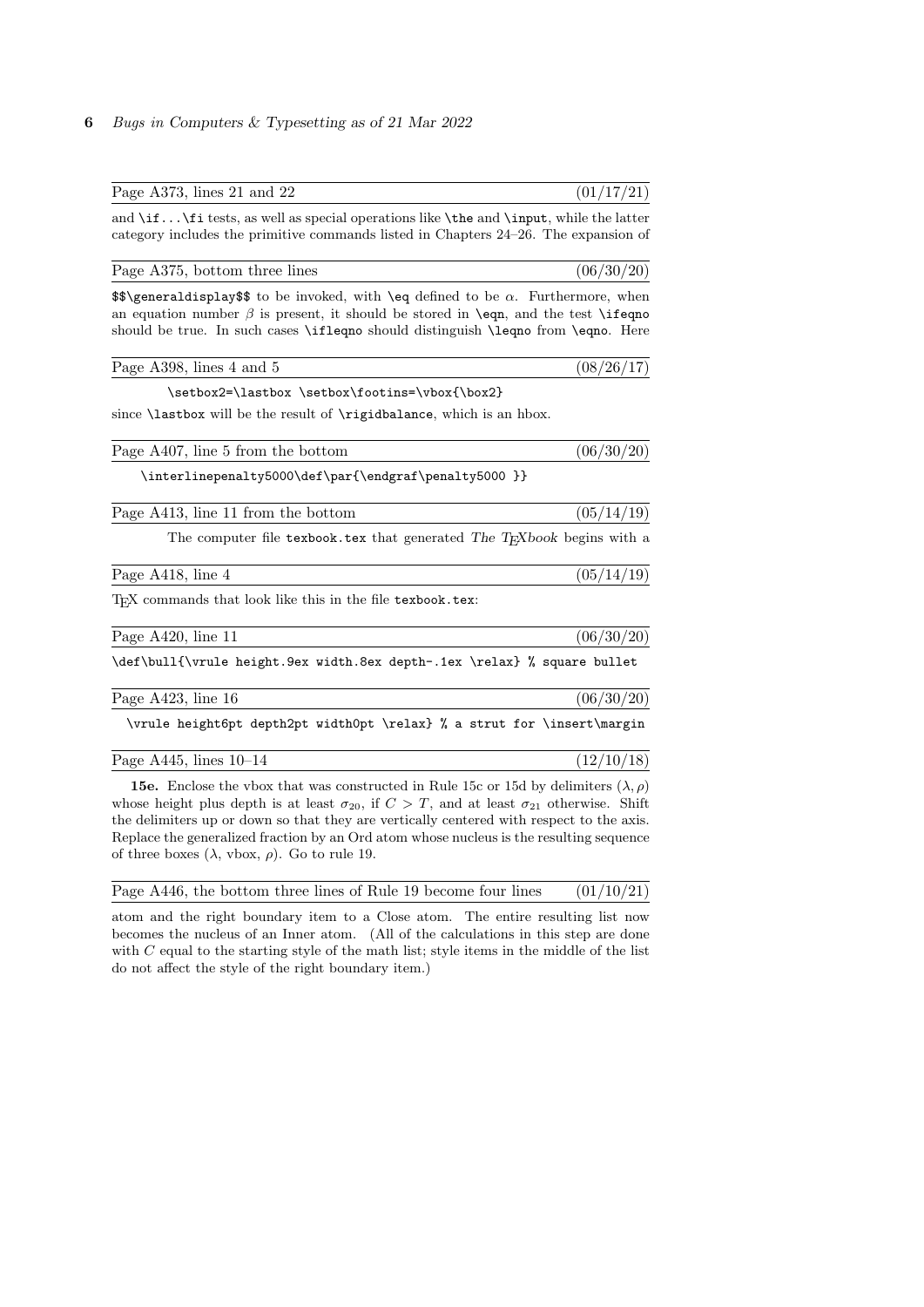Page A373, lines 21 and 22 (01/17/21)

and `\if...\fi` tests, as well as special operations like `\the` and `\input`, while the latter category includes the primitive commands listed in Chapters 24–26. The expansion of

Page A375, bottom three lines (06/30/20)

`$$\generaldisplay$$` to be invoked, with `\eq` defined to be $\alpha$. Furthermore, when an equation number $\beta$ is present, it should be stored in `\eqn`, and the test `\ifeqno` should be true. In such cases `\ifleqno` should distinguish `\leqno` from `\eqno`. Here

Page A398, lines 4 and 5 (08/26/17)

```
\setbox2=\lastbox \setbox\footins=\vbox{\box2}
```

since `\lastbox` will be the result of `\rigidbalance`, which is an hbox.

Page A407, line 5 from the bottom (06/30/20)

```
\interlinepenalty5000\def\par{\endgraf\penalty5000 }}
```

Page A413, line 11 from the bottom (05/14/19)

The computer file `texbook.tex` that generated *The TEXbook* begins with a

Page A418, line 4 (05/14/19)

TEX commands that look like this in the file `texbook.tex`:

Page A420, line 11 (06/30/20)

```
\def\bull{\vrule height.9ex width.8ex depth-.1ex \relax} % square bullet
```

Page A423, line 16 (06/30/20)

```
\vrule height6pt depth2pt width0pt \relax} % a strut for \insert\margin
```

Page A445, lines 10–14 (12/10/18)

**15e.** Enclose the vbox that was constructed in Rule 15c or 15d by delimiters $(\lambda, \rho)$ whose height plus depth is at least $\sigma_{20}$, if $C > T$, and at least $\sigma_{21}$ otherwise. Shift the delimiters up or down so that they are vertically centered with respect to the axis. Replace the generalized fraction by an Ord atom whose nucleus is the resulting sequence of three boxes ($\lambda$, vbox, $\rho$). Go to rule 19.

Page A446, the bottom three lines of Rule 19 become four lines (01/10/21)

atom and the right boundary item to a Close atom. The entire resulting list now becomes the nucleus of an Inner atom. (All of the calculations in this step are done with $C$ equal to the starting style of the math list; style items in the middle of the list do not affect the style of the right boundary item.)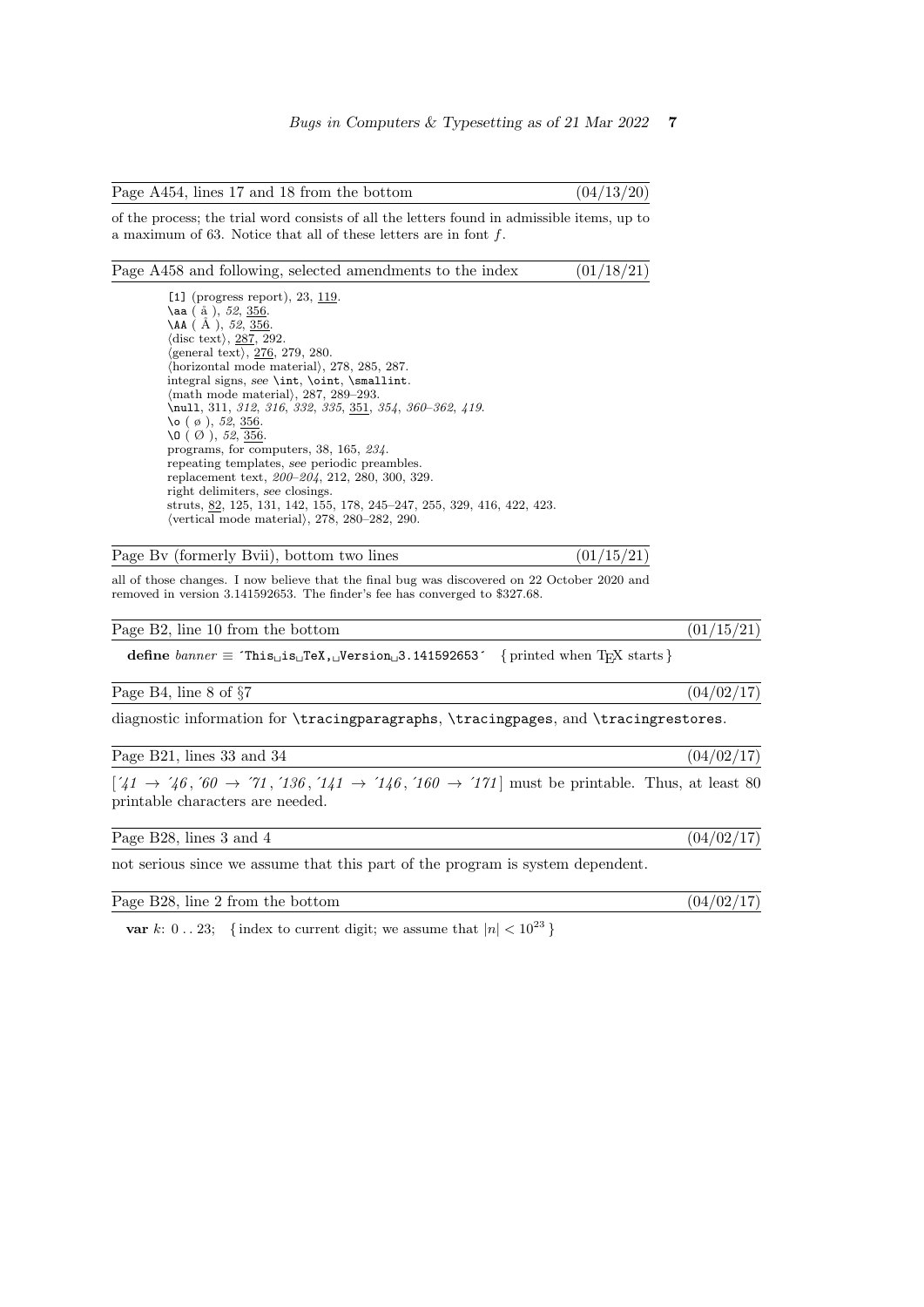Page A454, lines 17 and 18 from the bottom (04/13/20)

of the process; the trial word consists of all the letters found in admissible items, up to a maximum of 63. Notice that all of these letters are in font $f$.

Page A458 and following, selected amendments to the index (01/18/21)

`[1]` (progress report), 23, 119.
`\aa` ( å ), *52*, 356.
`\AA` ( Å ), *52*, 356.
⟨disc text⟩, 287, 292.
⟨general text⟩, 276, 279, 280.
⟨horizontal mode material⟩, 278, 285, 287.
integral signs, *see* `\int`, `\oint`, `\smallint`.
⟨math mode material⟩, 287, 289–293.
`\null`, 311, *312*, *316*, *332*, *335*, 351, *354*, *360–362*, *419*.
`\o` ( ø ), *52*, 356.
`\O` ( Ø ), *52*, 356.
programs, for computers, 38, 165, *234*.
repeating templates, *see* periodic preambles.
replacement text, *200–204*, 212, 280, 300, 329.
right delimiters, *see* closings.
struts, 82, 125, 131, 142, 155, 178, 245–247, 255, 329, 416, 422, 423.
⟨vertical mode material⟩, 278, 280–282, 290.

Page Bv (formerly Bvii), bottom two lines (01/15/21)

all of those changes. I now believe that the final bug was discovered on 22 October 2020 and removed in version 3.141592653. The finder's fee has converged to $327.68.

Page B2, line 10 from the bottom (01/15/21)

**define** *banner* ≡ `´This␣is␣TeX,␣Version␣3.141592653´` { printed when TeX starts }

Page B4, line 8 of §7 (04/02/17)

diagnostic information for `\tracingparagraphs`, `\tracingpages`, and `\tracingrestores`.

Page B21, lines 33 and 34 (04/02/17)

[*´41* → *´46*, *´60* → *´71*, *´136*, *´141* → *´146*, *´160* → *´171*] must be printable. Thus, at least 80 printable characters are needed.

Page B28, lines 3 and 4 (04/02/17)

not serious since we assume that this part of the program is system dependent.

Page B28, line 2 from the bottom (04/02/17)

**var** $k$: 0 . . 23; { index to current digit; we assume that $|n| < 10^{23}$ }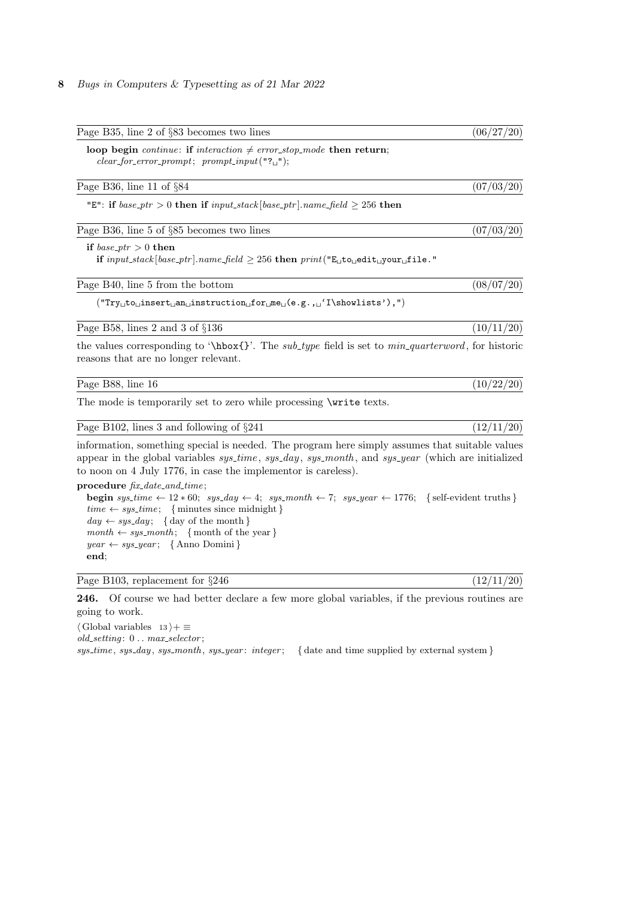Page B35, line 2 of §83 becomes two lines (06/27/20)

```
loop begin continue: if interaction ≠ error_stop_mode then return;
  clear_for_error_prompt; prompt_input("? ");
```

Page B36, line 11 of §84 (07/03/20)

```
"E": if base_ptr > 0 then if input_stack[base_ptr].name_field ≥ 256 then
```

Page B36, line 5 of §85 becomes two lines (07/03/20)

```
if base_ptr > 0 then
  if input_stack[base_ptr].name_field ≥ 256 then print("E to edit your file."
```

Page B40, line 5 from the bottom (08/07/20)

```
("Try to insert an instruction for me (e.g., `I\showlists'),")
```

Page B58, lines 2 and 3 of §136 (10/11/20)

the values corresponding to '\hbox{}'. The *sub_type* field is set to *min_quarterword*, for historic reasons that are no longer relevant.

Page B88, line 16 (10/22/20)

The mode is temporarily set to zero while processing \write texts.

Page B102, lines 3 and following of §241 (12/11/20)

information, something special is needed. The program here simply assumes that suitable values appear in the global variables *sys_time*, *sys_day*, *sys_month*, and *sys_year* (which are initialized to noon on 4 July 1776, in case the implementor is careless).

```
procedure fix_date_and_time;
  begin sys_time ← 12 * 60; sys_day ← 4; sys_month ← 7; sys_year ← 1776; { self-evident truths }
  time ← sys_time; { minutes since midnight }
  day ← sys_day; { day of the month }
  month ← sys_month; { month of the year }
  year ← sys_year; { Anno Domini }
  end;
```

Page B103, replacement for §246 (12/11/20)

**246.** Of course we had better declare a few more global variables, if the previous routines are going to work.

```
⟨ Global variables 13 ⟩ +≡
old_setting: 0 .. max_selector;
sys_time, sys_day, sys_month, sys_year: integer; { date and time supplied by external system }
```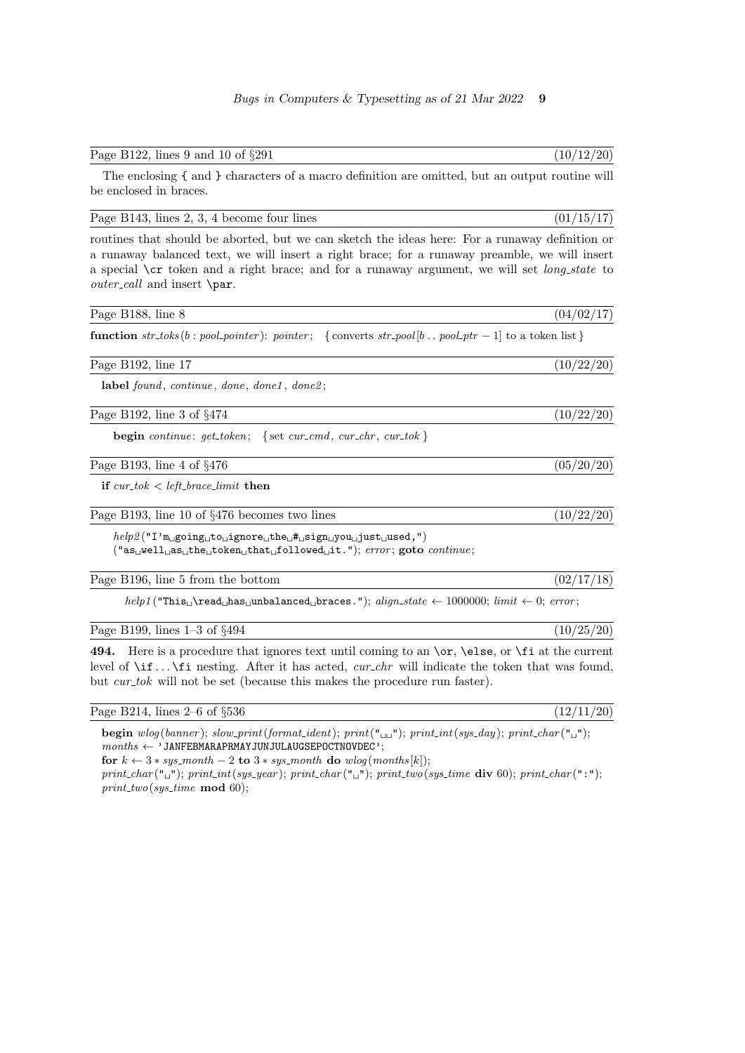Page B122, lines 9 and 10 of §291 (10/12/20)

The enclosing { and } characters of a macro definition are omitted, but an output routine will be enclosed in braces.

Page B143, lines 2, 3, 4 become four lines (01/15/17)

routines that should be aborted, but we can sketch the ideas here: For a runaway definition or a runaway balanced text, we will insert a right brace; for a runaway preamble, we will insert a special \cr token and a right brace; and for a runaway argument, we will set *long_state* to *outer_call* and insert \par.

Page B188, line 8 (04/02/17)

**function** *str_toks*(*b* : *pool_pointer*): *pointer*; { converts *str_pool*[*b* .. *pool_ptr* − 1] to a token list }

Page B192, line 17 (10/22/20)

**label** *found*, *continue*, *done*, *done1*, *done2*;

Page B192, line 3 of §474 (10/22/20)

**begin** *continue*: *get_token*; { set *cur_cmd*, *cur_chr*, *cur_tok* }

Page B193, line 4 of §476 (05/20/20)

**if** *cur_tok* < *left_brace_limit* **then**

Page B193, line 10 of §476 becomes two lines (10/22/20)

*help2*("I'm␣going␣to␣ignore␣the␣#␣sign␣you␣just␣used,")
("as␣well␣as␣the␣token␣that␣followed␣it."); *error*; **goto** *continue*;

Page B196, line 5 from the bottom (02/17/18)

*help1*("This␣\read␣has␣unbalanced␣braces."); *align_state* ← 1000000; *limit* ← 0; *error*;

Page B199, lines 1–3 of §494 (10/25/20)

**494.** Here is a procedure that ignores text until coming to an \or, \else, or \fi at the current level of \if ... \fi nesting. After it has acted, *cur_chr* will indicate the token that was found, but *cur_tok* will not be set (because this makes the procedure run faster).

Page B214, lines 2–6 of §536 (12/11/20)

**begin** *wlog*(*banner*); *slow_print*(*format_ident*); *print*("␣␣"); *print_int*(*sys_day*); *print_char*("␣");
*months* ← 'JANFEBMARAPRMAYJUNJULAUGSEPOCTNOVDEC';
**for** *k* ← 3 ∗ *sys_month* − 2 **to** 3 ∗ *sys_month* **do** *wlog*(*months*[*k*]);
*print_char*("␣"); *print_int*(*sys_year*); *print_char*("␣"); *print_two*(*sys_time* **div** 60); *print_char*(":");
*print_two*(*sys_time* **mod** 60);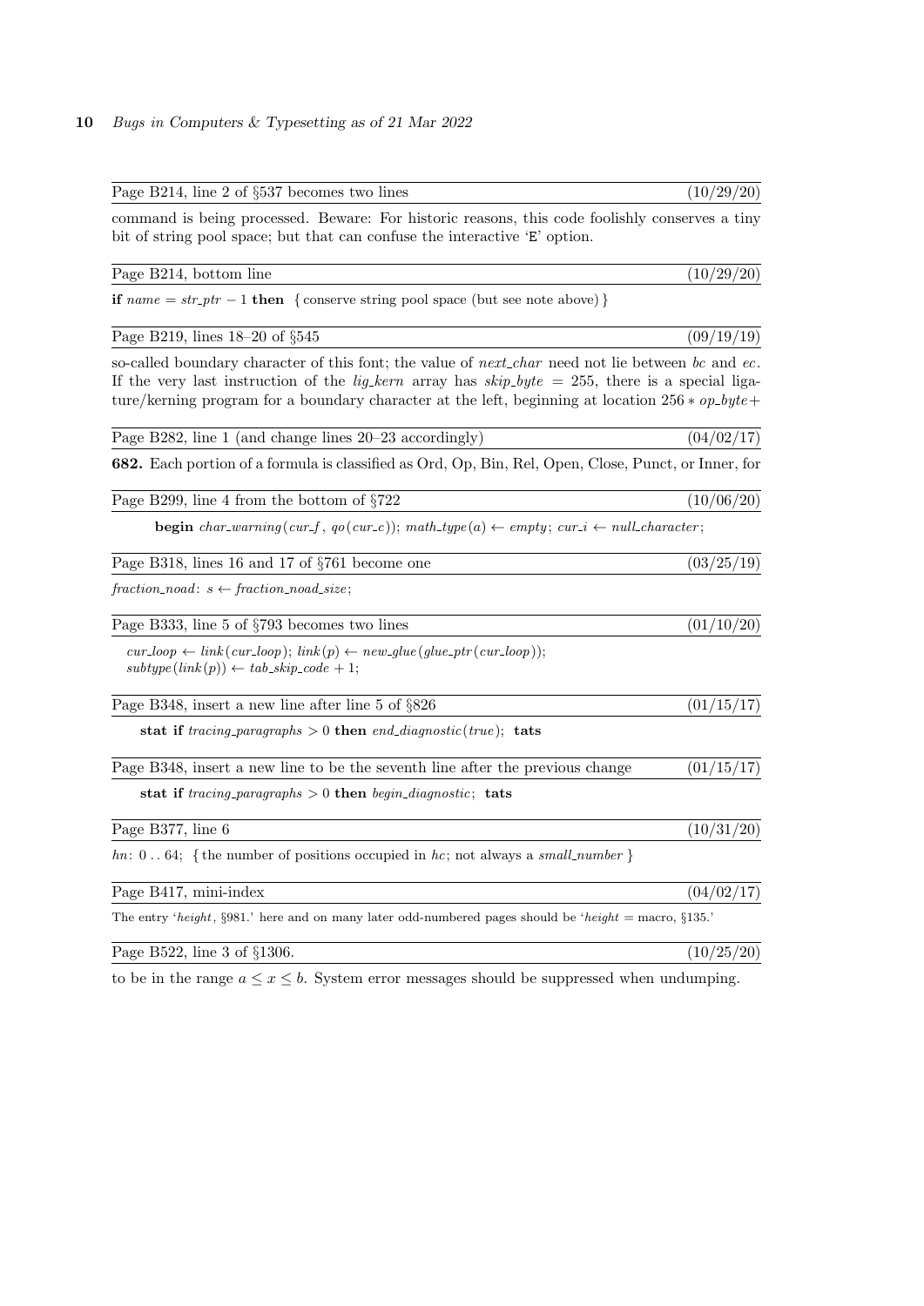Page B214, line 2 of §537 becomes two lines (10/29/20)

command is being processed. Beware: For historic reasons, this code foolishly conserves a tiny bit of string pool space; but that can confuse the interactive 'E' option.

Page B214, bottom line (10/29/20)

**if** $name = str\_ptr - 1$ **then** { conserve string pool space (but see note above) }

Page B219, lines 18–20 of §545 (09/19/19)

so-called boundary character of this font; the value of *next_char* need not lie between *bc* and *ec*. If the very last instruction of the *lig_kern* array has $skip\_byte = 255$, there is a special ligature/kerning program for a boundary character at the left, beginning at location $256 * op\_byte +$

Page B282, line 1 (and change lines 20–23 accordingly) (04/02/17)

**682.** Each portion of a formula is classified as Ord, Op, Bin, Rel, Open, Close, Punct, or Inner, for

Page B299, line 4 from the bottom of §722 (10/06/20)

**begin** $char\_warning(cur\_f, qo(cur\_c))$; $math\_type(a) \leftarrow empty$; $cur\_i \leftarrow null\_character$;

Page B318, lines 16 and 17 of §761 become one (03/25/19)

$fraction\_noad$: $s \leftarrow fraction\_noad\_size$;

Page B333, line 5 of §793 becomes two lines (01/10/20)

$cur\_loop \leftarrow link(cur\_loop)$; $link(p) \leftarrow new\_glue(glue\_ptr(cur\_loop))$;
$subtype(link(p)) \leftarrow tab\_skip\_code + 1$;

Page B348, insert a new line after line 5 of §826 (01/15/17)

**stat if** $tracing\_paragraphs > 0$ **then** $end\_diagnostic(true)$; **tats**

Page B348, insert a new line to be the seventh line after the previous change (01/15/17)

**stat if** $tracing\_paragraphs > 0$ **then** $begin\_diagnostic$; **tats**

Page B377, line 6 (10/31/20)

$hn$: 0 . . 64; { the number of positions occupied in *hc*; not always a *small_number* }

Page B417, mini-index (04/02/17)

The entry '*height*, §981.' here and on many later odd-numbered pages should be '*height* = macro, §135.'

Page B522, line 3 of §1306. (10/25/20)

to be in the range $a \le x \le b$. System error messages should be suppressed when undumping.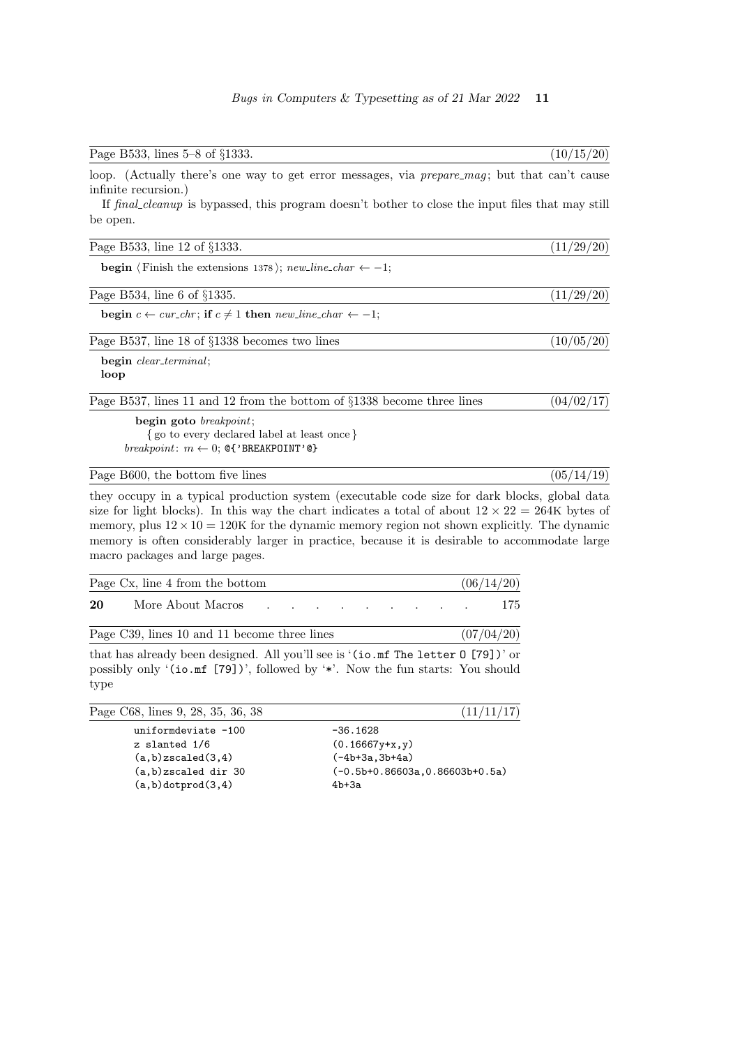Page B533, lines 5–8 of §1333. (10/15/20)

loop. (Actually there's one way to get error messages, via *prepare_mag*; but that can't cause infinite recursion.)

If *final_cleanup* is bypassed, this program doesn't bother to close the input files that may still be open.

Page B533, line 12 of §1333. (11/29/20)

**begin** ⟨Finish the extensions 1378⟩; *new_line_char* $\leftarrow -1$;

Page B534, line 6 of §1335. (11/29/20)

**begin** $c \leftarrow$ *cur_chr*; **if** $c \neq 1$ **then** *new_line_char* $\leftarrow -1$;

Page B537, line 18 of §1338 becomes two lines (10/05/20)

**begin** *clear_terminal*;
**loop**

Page B537, lines 11 and 12 from the bottom of §1338 become three lines (04/02/17)

**begin goto** *breakpoint*;
{ go to every declared label at least once }
*breakpoint*: $m \leftarrow 0$; `@{'BREAKPOINT'@}`

Page B600, the bottom five lines (05/14/19)

they occupy in a typical production system (executable code size for dark blocks, global data size for light blocks). In this way the chart indicates a total of about $12 \times 22 = 264$K bytes of memory, plus $12 \times 10 = 120$K for the dynamic memory region not shown explicitly. The dynamic memory is often considerably larger in practice, because it is desirable to accommodate large macro packages and large pages.

Page Cx, line 4 from the bottom (06/14/20)

**20** More About Macros . . . . . . . . . . 175

Page C39, lines 10 and 11 become three lines (07/04/20)

that has already been designed. All you'll see is '`(io.mf The letter O [79])`' or possibly only '`(io.mf [79])`', followed by '`*`'. Now the fun starts: You should type

Page C68, lines 9, 28, 35, 36, 38 (11/11/17)

```
uniformdeviate -100           -36.1628
z slanted 1/6                 (0.16667y+x,y)
(a,b)zscaled(3,4)             (-4b+3a,3b+4a)
(a,b)zscaled dir 30           (-0.5b+0.86603a,0.86603b+0.5a)
(a,b)dotprod(3,4)             4b+3a
```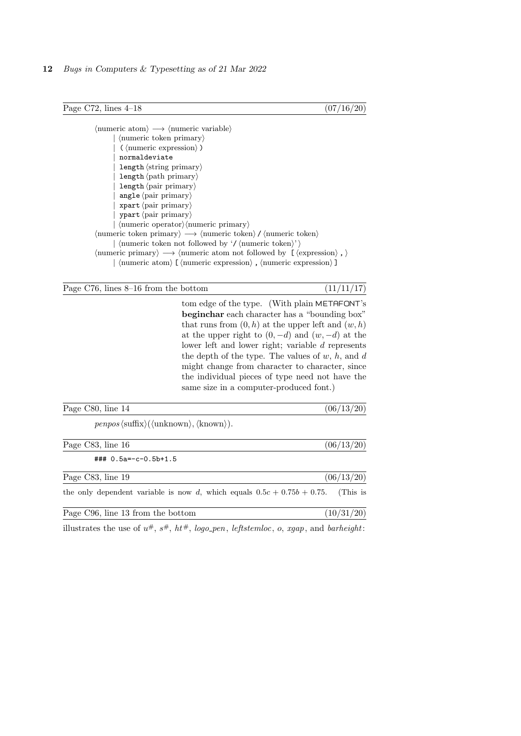Page C72, lines 4–18 (07/16/20)

⟨numeric atom⟩ ⟶ ⟨numeric variable⟩
  | ⟨numeric token primary⟩
  | `(` ⟨numeric expression⟩ `)`
  | `normaldeviate`
  | `length` ⟨string primary⟩
  | `length` ⟨path primary⟩
  | `length` ⟨pair primary⟩
  | `angle` ⟨pair primary⟩
  | `xpart` ⟨pair primary⟩
  | `ypart` ⟨pair primary⟩
  | ⟨numeric operator⟩⟨numeric primary⟩
⟨numeric token primary⟩ ⟶ ⟨numeric token⟩ `/` ⟨numeric token⟩
  | ⟨numeric token not followed by '`/` ⟨numeric token⟩'⟩
⟨numeric primary⟩ ⟶ ⟨numeric atom not followed by `[` ⟨expression⟩ `,` ⟩
  | ⟨numeric atom⟩ `[` ⟨numeric expression⟩ `,` ⟨numeric expression⟩ `]`

Page C76, lines 8–16 from the bottom (11/11/17)

tom edge of the type. (With plain METAFONT's **beginchar** each character has a "bounding box" that runs from $(0, h)$ at the upper left and $(w, h)$ at the upper right to $(0, -d)$ and $(w, -d)$ at the lower left and lower right; variable $d$ represents the depth of the type. The values of $w$, $h$, and $d$ might change from character to character, since the individual pieces of type need not have the same size in a computer-produced font.)

Page C80, line 14 (06/13/20)

*penpos*⟨suffix⟩(⟨unknown⟩, ⟨known⟩).

Page C83, line 16 (06/13/20)

```
### 0.5a=-c-0.5b+1.5
```

Page C83, line 19 (06/13/20)

the only dependent variable is now $d$, which equals $0.5c + 0.75b + 0.75$. (This is

Page C96, line 13 from the bottom (10/31/20)

illustrates the use of $u\#$, $s\#$, $ht\#$, *logo_pen*, *leftstemloc*, $o$, *xgap*, and *barheight*: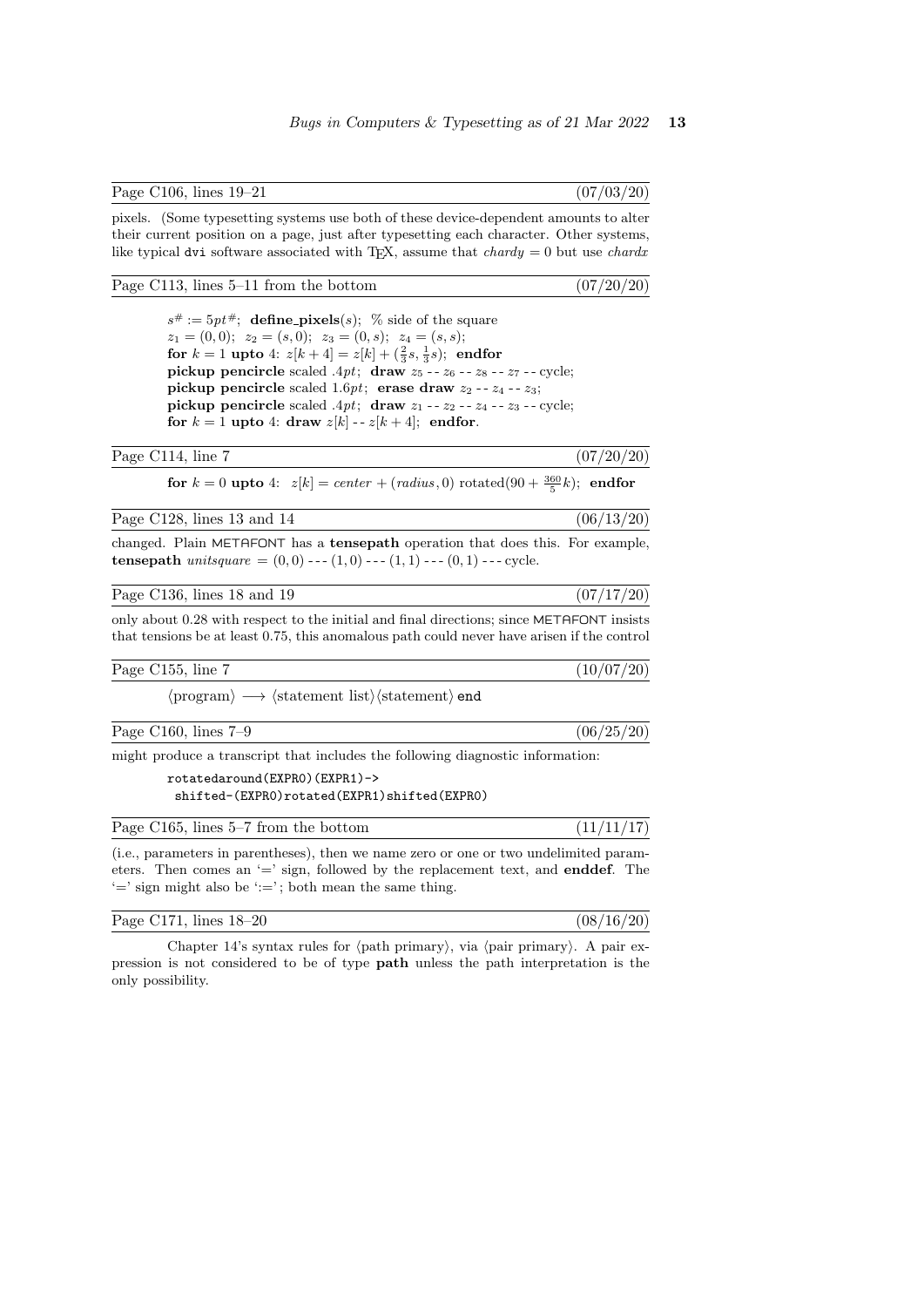Page C106, lines 19–21 (07/03/20)

pixels. (Some typesetting systems use both of these device-dependent amounts to alter their current position on a page, just after typesetting each character. Other systems, like typical dvi software associated with TEX, assume that *chardy* = 0 but use *chardx*

Page C113, lines 5–11 from the bottom (07/20/20)

> $s^\# := 5pt^\#$; **define_pixels**($s$); % side of the square
> $z_1 = (0,0)$; $z_2 = (s,0)$; $z_3 = (0,s)$; $z_4 = (s,s)$;
> **for** $k = 1$ **upto** 4: $z[k+4] = z[k] + (\frac{2}{3}s, \frac{1}{3}s)$; **endfor**
> **pickup pencircle** scaled $.4pt$; **draw** $z_5$ -- $z_6$ -- $z_8$ -- $z_7$ -- cycle;
> **pickup pencircle** scaled $1.6pt$; **erase draw** $z_2$ -- $z_4$ -- $z_3$;
> **pickup pencircle** scaled $.4pt$; **draw** $z_1$ -- $z_2$ -- $z_4$ -- $z_3$ -- cycle;
> **for** $k = 1$ **upto** 4: **draw** $z[k]$ -- $z[k+4]$; **endfor**.

Page C114, line 7 (07/20/20)

> **for** $k = 0$ **upto** 4: $z[k] = \mathit{center} + (\mathit{radius}, 0)$ rotated$(90 + \frac{360}{5}k)$; **endfor**

Page C128, lines 13 and 14 (06/13/20)

changed. Plain METAFONT has a **tensepath** operation that does this. For example, **tensepath** *unitsquare* = (0, 0) --- (1, 0) --- (1, 1) --- (0, 1) --- cycle.

Page C136, lines 18 and 19 (07/17/20)

only about 0.28 with respect to the initial and final directions; since METAFONT insists that tensions be at least 0.75, this anomalous path could never have arisen if the control

Page C155, line 7 (10/07/20)

> ⟨program⟩ ⟶ ⟨statement list⟩⟨statement⟩ `end`

Page C160, lines 7–9 (06/25/20)

might produce a transcript that includes the following diagnostic information:

```
rotatedaround(EXPR0)(EXPR1)->
 shifted-(EXPR0)rotated(EXPR1)shifted(EXPR0)
```

Page C165, lines 5–7 from the bottom (11/11/17)

(i.e., parameters in parentheses), then we name zero or one or two undelimited parameters. Then comes an '=' sign, followed by the replacement text, and **enddef**. The '=' sign might also be ':='; both mean the same thing.

Page C171, lines 18–20 (08/16/20)

Chapter 14's syntax rules for ⟨path primary⟩, via ⟨pair primary⟩. A pair expression is not considered to be of type **path** unless the path interpretation is the only possibility.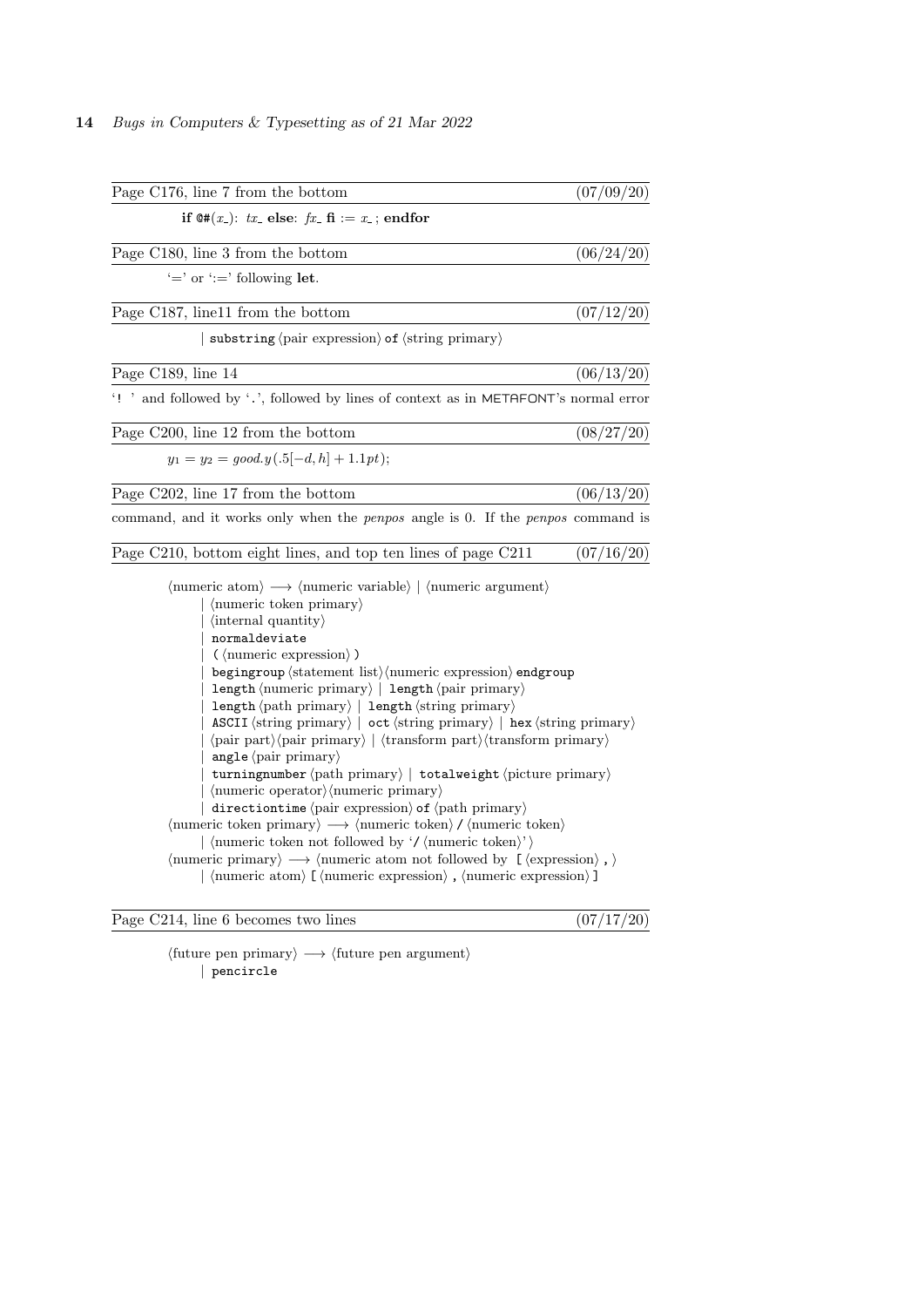Page C176, line 7 from the bottom (07/09/20)

**if** @#($x\_$): $tx\_$ **else**: $fx\_$ **fi** := $x\_$ ; **endfor**

Page C180, line 3 from the bottom (06/24/20)

'=' or ':=' following **let**.

Page C187, line11 from the bottom (07/12/20)

| `substring` ⟨pair expression⟩ `of` ⟨string primary⟩

Page C189, line 14 (06/13/20)

'`! `' and followed by '`.`', followed by lines of context as in METAFONT's normal error

Page C200, line 12 from the bottom (08/27/20)

$y_1 = y_2 = good.y(.5[-d, h] + 1.1pt)$;

Page C202, line 17 from the bottom (06/13/20)

command, and it works only when the *penpos* angle is 0. If the *penpos* command is

Page C210, bottom eight lines, and top ten lines of page C211 (07/16/20)

⟨numeric atom⟩ ⟶ ⟨numeric variable⟩ | ⟨numeric argument⟩
  | ⟨numeric token primary⟩
  | ⟨internal quantity⟩
  | `normaldeviate`
  | `(` ⟨numeric expression⟩ `)`
  | `begingroup` ⟨statement list⟩⟨numeric expression⟩ `endgroup`
  | `length` ⟨numeric primary⟩ | `length` ⟨pair primary⟩
  | `length` ⟨path primary⟩ | `length` ⟨string primary⟩
  | `ASCII` ⟨string primary⟩ | `oct` ⟨string primary⟩ | `hex` ⟨string primary⟩
  | ⟨pair part⟩⟨pair primary⟩ | ⟨transform part⟩⟨transform primary⟩
  | `angle` ⟨pair primary⟩
  | `turningnumber` ⟨path primary⟩ | `totalweight` ⟨picture primary⟩
  | ⟨numeric operator⟩⟨numeric primary⟩
  | `directiontime` ⟨pair expression⟩ `of` ⟨path primary⟩
⟨numeric token primary⟩ ⟶ ⟨numeric token⟩ `/` ⟨numeric token⟩
  | ⟨numeric token not followed by '`/` ⟨numeric token⟩'⟩
⟨numeric primary⟩ ⟶ ⟨numeric atom not followed by `[` ⟨expression⟩ `,` ⟩
  | ⟨numeric atom⟩ `[` ⟨numeric expression⟩ `,` ⟨numeric expression⟩ `]`

Page C214, line 6 becomes two lines (07/17/20)

⟨future pen primary⟩ ⟶ ⟨future pen argument⟩
  | `pencircle`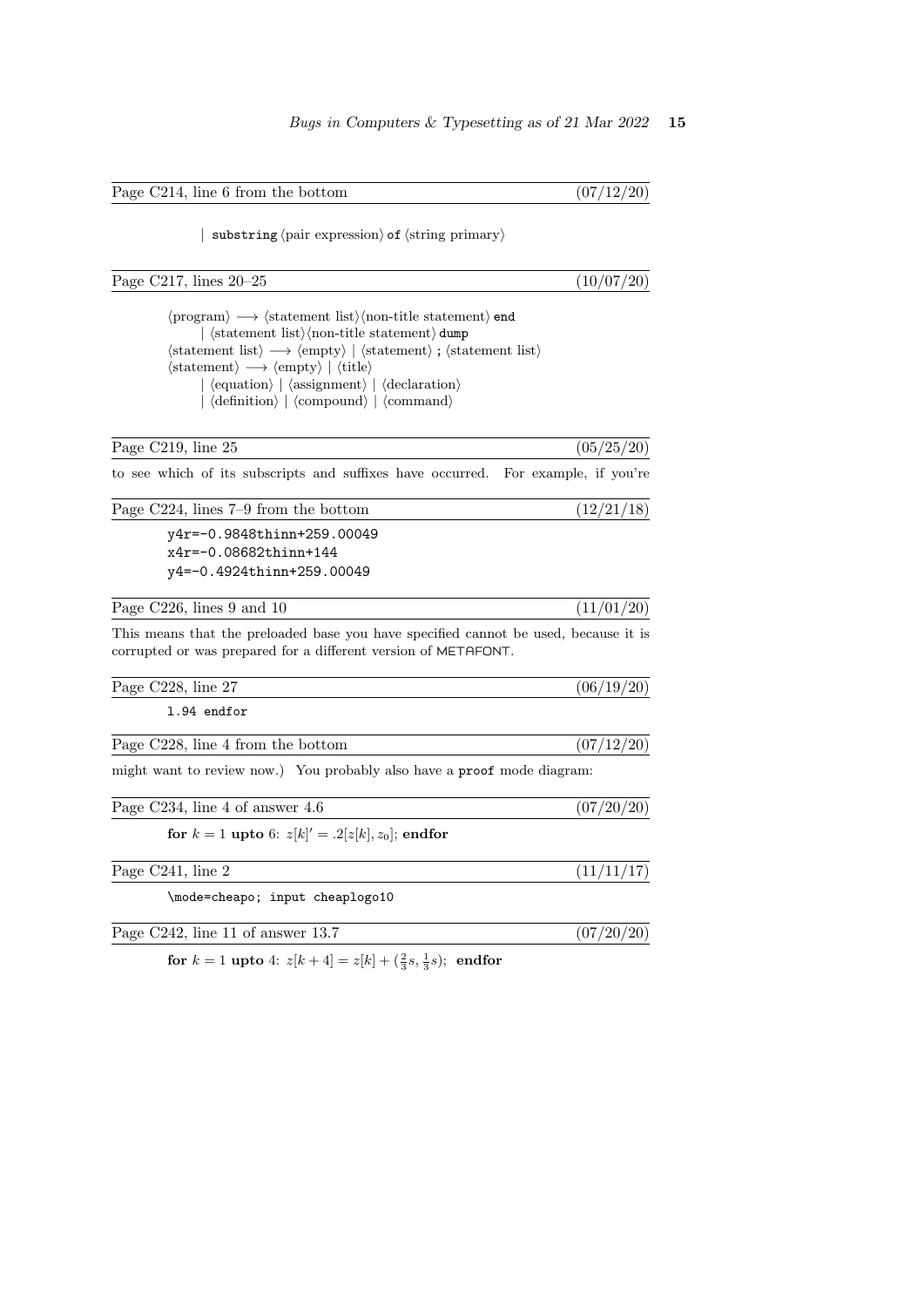**Page C214, line 6 from the bottom** (07/12/20)

| `substring` ⟨pair expression⟩ `of` ⟨string primary⟩

**Page C217, lines 20–25** (10/07/20)

⟨program⟩ ⟶ ⟨statement list⟩⟨non-title statement⟩ `end`
  | ⟨statement list⟩⟨non-title statement⟩ `dump`
⟨statement list⟩ ⟶ ⟨empty⟩ | ⟨statement⟩ `;` ⟨statement list⟩
⟨statement⟩ ⟶ ⟨empty⟩ | ⟨title⟩
  | ⟨equation⟩ | ⟨assignment⟩ | ⟨declaration⟩
  | ⟨definition⟩ | ⟨compound⟩ | ⟨command⟩

**Page C219, line 25** (05/25/20)

to see which of its subscripts and suffixes have occurred. For example, if you're

**Page C224, lines 7–9 from the bottom** (12/21/18)

```
y4r=-0.9848thinn+259.00049
x4r=-0.08682thinn+144
y4=-0.4924thinn+259.00049
```

**Page C226, lines 9 and 10** (11/01/20)

This means that the preloaded base you have specified cannot be used, because it is corrupted or was prepared for a different version of METAFONT.

**Page C228, line 27** (06/19/20)

```
l.94 endfor
```

**Page C228, line 4 from the bottom** (07/12/20)

might want to review now.) You probably also have a `proof` mode diagram:

**Page C234, line 4 of answer 4.6** (07/20/20)

**for** $k = 1$ **upto** 6: $z[k]' = .2[z[k], z_0]$; **endfor**

**Page C241, line 2** (11/11/17)

```
\mode=cheapo; input cheaplogo10
```

**Page C242, line 11 of answer 13.7** (07/20/20)

**for** $k = 1$ **upto** 4: $z[k+4] = z[k] + (\frac{2}{3}s, \frac{1}{3}s)$; **endfor**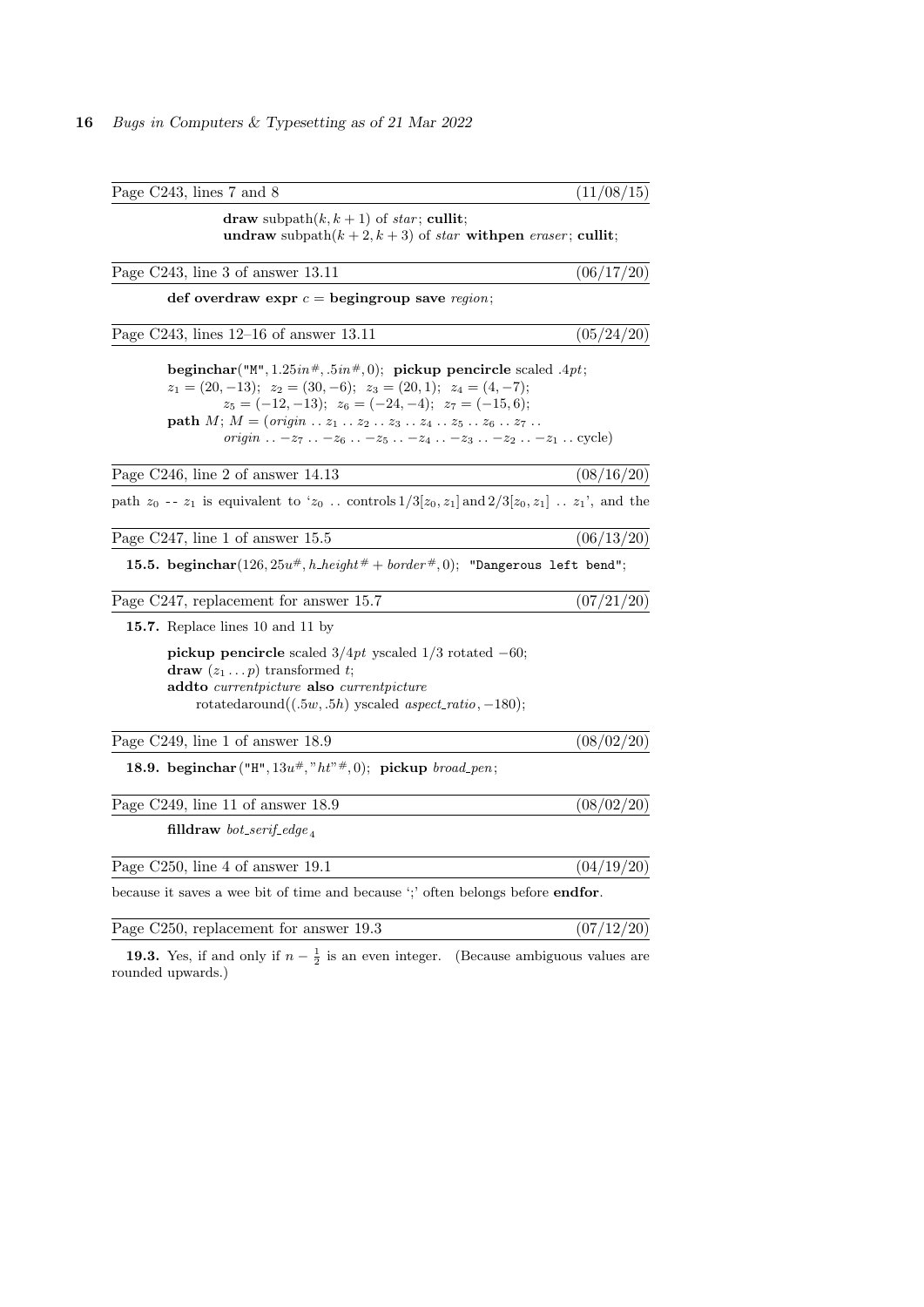Page C243, lines 7 and 8 (11/08/15)

> **draw** subpath$(k, k+1)$ of *star*; **cullit**;
> **undraw** subpath$(k+2, k+3)$ of *star* **withpen** *eraser*; **cullit**;

Page C243, line 3 of answer 13.11 (06/17/20)

> **def overdraw expr** $c$ = **begingroup save** *region*;

Page C243, lines 12–16 of answer 13.11 (05/24/20)

> **beginchar**("M", $1.25in^\#, .5in^\#, 0$); **pickup pencircle** scaled $.4pt$;
> $z_1 = (20, -13)$; $z_2 = (30, -6)$; $z_3 = (20, 1)$; $z_4 = (4, -7)$;
> $z_5 = (-12, -13)$; $z_6 = (-24, -4)$; $z_7 = (-15, 6)$;
> **path** $M$; $M = (origin \mathrel{..} z_1 \mathrel{..} z_2 \mathrel{..} z_3 \mathrel{..} z_4 \mathrel{..} z_5 \mathrel{..} z_6 \mathrel{..} z_7 \mathrel{..}$
> $origin \mathrel{..} -z_7 \mathrel{..} -z_6 \mathrel{..} -z_5 \mathrel{..} -z_4 \mathrel{..} -z_3 \mathrel{..} -z_2 \mathrel{..} -z_1 \mathrel{..}$ cycle)

Page C246, line 2 of answer 14.13 (08/16/20)

path $z_0$ -- $z_1$ is equivalent to '$z_0 \mathrel{..}$ controls $1/3[z_0, z_1]$ and $2/3[z_0, z_1] \mathrel{..} z_1$', and the

Page C247, line 1 of answer 15.5 (06/13/20)

**15.5.** **beginchar**$(126, 25u^\#, h\_height^\# + border^\#, 0)$; `"Dangerous left bend"`;

Page C247, replacement for answer 15.7 (07/21/20)

**15.7.** Replace lines 10 and 11 by

> **pickup pencircle** scaled $3/4pt$ yscaled $1/3$ rotated $-60$;
> **draw** $(z_1 \ldots p)$ transformed $t$;
> **addto** *currentpicture* **also** *currentpicture*
> rotatedaround$((.5w, .5h)$ yscaled *aspect_ratio*, $-180)$;

Page C249, line 1 of answer 18.9 (08/02/20)

**18.9.** **beginchar**("H", $13u^\#$, "$ht$"$^\#$, 0); **pickup** *broad_pen*;

Page C249, line 11 of answer 18.9 (08/02/20)

> **filldraw** $bot\_serif\_edge_4$

Page C250, line 4 of answer 19.1 (04/19/20)

because it saves a wee bit of time and because ';' often belongs before **endfor**.

Page C250, replacement for answer 19.3 (07/12/20)

**19.3.** Yes, if and only if $n - \frac{1}{2}$ is an even integer. (Because ambiguous values are rounded upwards.)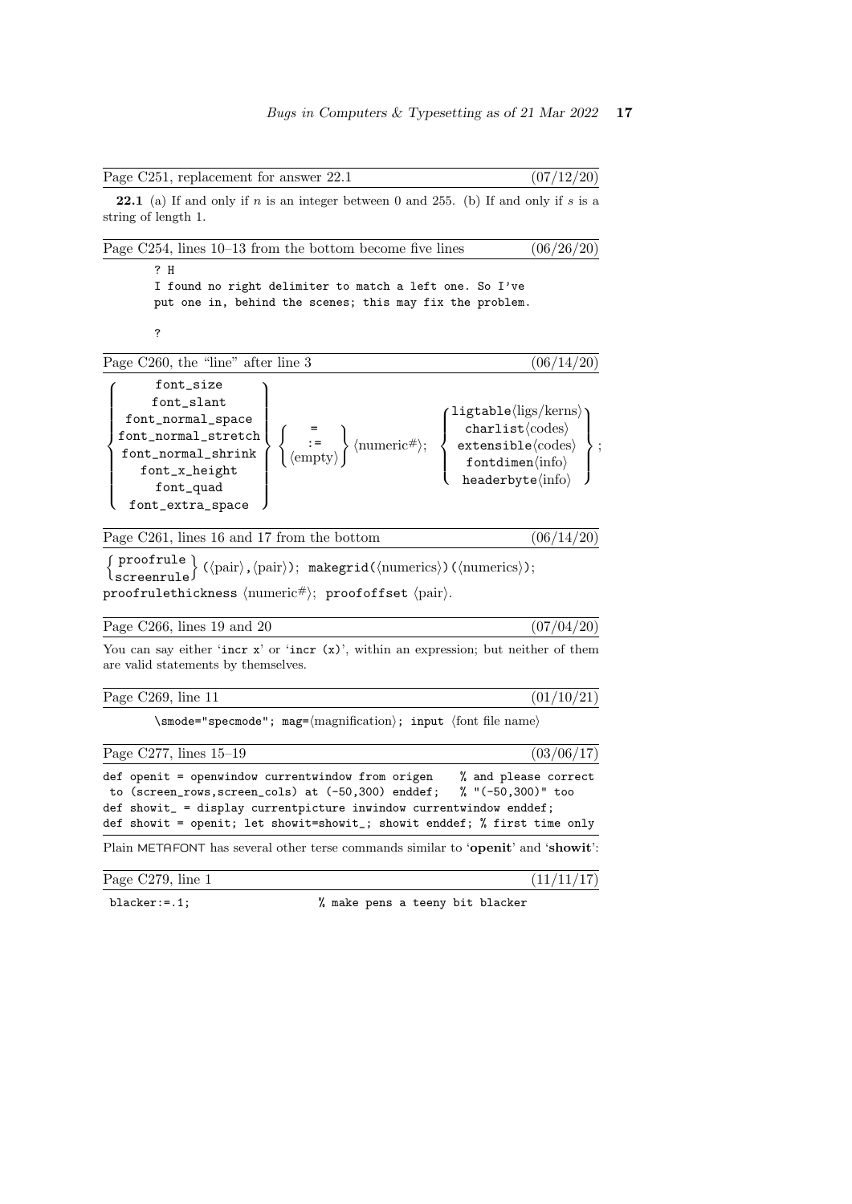Page C251, replacement for answer 22.1 (07/12/20)

**22.1** (a) If and only if $n$ is an integer between 0 and 255. (b) If and only if $s$ is a string of length 1.

Page C254, lines 10–13 from the bottom become five lines (06/26/20)

```
? H
I found no right delimiter to match a left one. So I've
put one in, behind the scenes; this may fix the problem.

?
```

Page C260, the "line" after line 3 (06/14/20)

$$\left\{\begin{array}{c}\texttt{font\_size}\\\texttt{font\_slant}\\\texttt{font\_normal\_space}\\\texttt{font\_normal\_stretch}\\\texttt{font\_normal\_shrink}\\\texttt{font\_x\_height}\\\texttt{font\_quad}\\\texttt{font\_extra\_space}\end{array}\right\}\left\{\begin{array}{c}\texttt{=}\\\texttt{:=}\\\langle\text{empty}\rangle\end{array}\right\}\langle\text{numeric}^\#\rangle;\quad\left\{\begin{array}{c}\texttt{ligtable}\langle\text{ligs/kerns}\rangle\\\texttt{charlist}\langle\text{codes}\rangle\\\texttt{extensible}\langle\text{codes}\rangle\\\texttt{fontdimen}\langle\text{info}\rangle\\\texttt{headerbyte}\langle\text{info}\rangle\end{array}\right\};$$

Page C261, lines 16 and 17 from the bottom (06/14/20)

$$\left\{\begin{array}{c}\texttt{proofrule}\\\texttt{screenrule}\end{array}\right\}\texttt{(}\langle\text{pair}\rangle\texttt{,}\langle\text{pair}\rangle\texttt{)};\ \texttt{makegrid(}\langle\text{numerics}\rangle\texttt{)(}\langle\text{numerics}\rangle\texttt{)};$$

`proofrulethickness` ⟨numeric#⟩; `proofoffset` ⟨pair⟩.

Page C266, lines 19 and 20 (07/04/20)

You can say either '`incr x`' or '`incr (x)`', within an expression; but neither of them are valid statements by themselves.

Page C269, line 11 (01/10/21)

`\smode="specmode"; mag=`⟨magnification⟩`; input` ⟨font file name⟩

Page C277, lines 15–19 (03/06/17)

```
def openit = openwindow currentwindow from origen    % and please correct
 to (screen_rows,screen_cols) at (-50,300) enddef;   % "(-50,300)" too
def showit_ = display currentpicture inwindow currentwindow enddef;
def showit = openit; let showit=showit_; showit enddef; % first time only
```

Plain METAFONT has several other terse commands similar to '**openit**' and '**showit**':

Page C279, line 1 (11/11/17)

```
blacker:=.1;                  % make pens a teeny bit blacker
```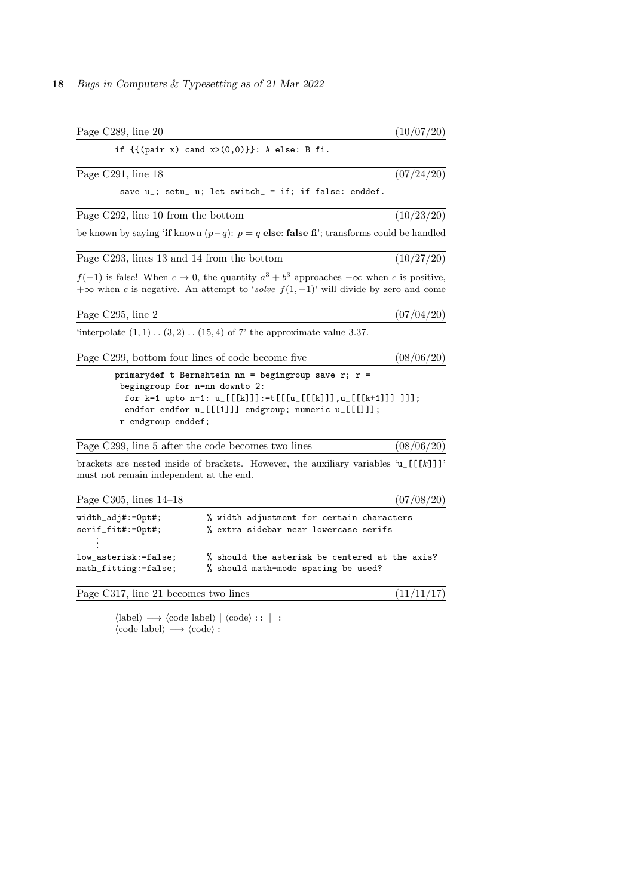Page C289, line 20 (10/07/20)

```
if {{(pair x) cand x>(0,0)}}: A else: B fi.
```

Page C291, line 18 (07/24/20)

```
 save u_; setu_ u; let switch_ = if; if false: enddef.
```

Page C292, line 10 from the bottom (10/23/20)

be known by saying '**if** known $(p-q)$: $p = q$ **else**: **false fi**'; transforms could be handled

Page C293, lines 13 and 14 from the bottom (10/27/20)

$f(-1)$ is false! When $c \to 0$, the quantity $a^3 + b^3$ approaches $-\infty$ when $c$ is positive, $+\infty$ when $c$ is negative. An attempt to '*solve* $f(1,-1)$' will divide by zero and come

Page C295, line 2 (07/04/20)

'interpolate $(1,1)\,..\,(3,2)\,..\,(15,4)$ of 7' the approximate value 3.37.

Page C299, bottom four lines of code become five (08/06/20)

```
primarydef t Bernshtein nn = begingroup save r; r =
 begingroup for n=nn downto 2:
  for k=1 upto n-1: u_[[[k]]]:=t[[[u_[[[k]]],u_[[[k+1]]] ]]];
  endfor endfor u_[[[1]]] endgroup; numeric u_[[[]]];
 r endgroup enddef;
```

Page C299, line 5 after the code becomes two lines (08/06/20)

brackets are nested inside of brackets. However, the auxiliary variables '`u_[[[`$k$`]]]`' must not remain independent at the end.

Page C305, lines 14–18 (07/08/20)

```
width_adj#:=0pt#;        % width adjustment for certain characters
serif_fit#:=0pt#;        % extra sidebar near lowercase serifs
   ⋮
low_asterisk:=false;     % should the asterisk be centered at the axis?
math_fitting:=false;     % should math-mode spacing be used?
```

Page C317, line 21 becomes two lines (11/11/17)

⟨label⟩ ⟶ ⟨code label⟩ | ⟨code⟩ : : | :
⟨code label⟩ ⟶ ⟨code⟩ :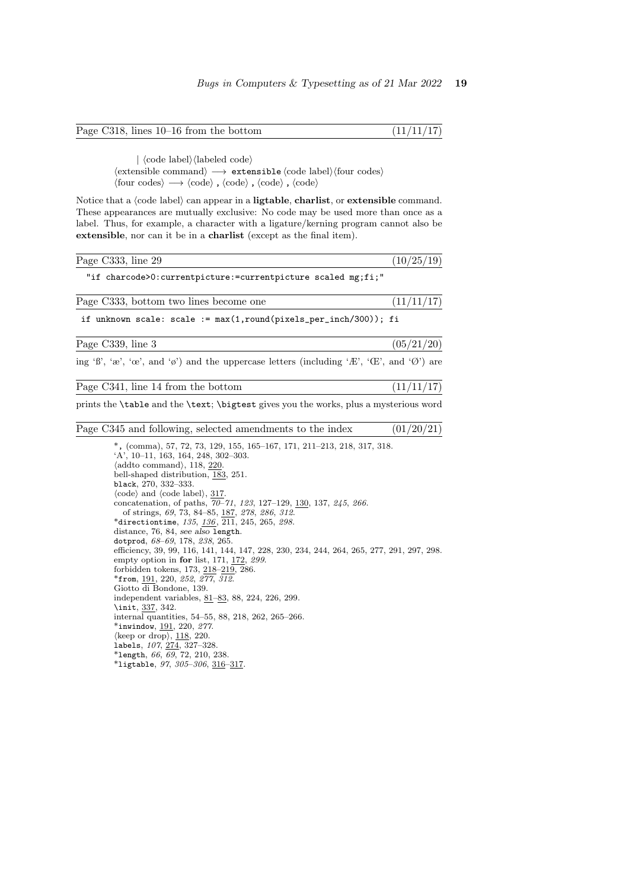Page C318, lines 10–16 from the bottom (11/11/17)

| ⟨code label⟩⟨labeled code⟩
⟨extensible command⟩ ⟶ `extensible` ⟨code label⟩⟨four codes⟩
⟨four codes⟩ ⟶ ⟨code⟩ **,** ⟨code⟩ **,** ⟨code⟩ **,** ⟨code⟩

Notice that a ⟨code label⟩ can appear in a **ligtable**, **charlist**, or **extensible** command. These appearances are mutually exclusive: No code may be used more than once as a label. Thus, for example, a character with a ligature/kerning program cannot also be **extensible**, nor can it be in a **charlist** (except as the final item).

Page C333, line 29 (10/25/19)

```
"if charcode>0:currentpicture:=currentpicture scaled mg;fi;"
```

Page C333, bottom two lines become one (11/11/17)

```
if unknown scale: scale := max(1,round(pixels_per_inch/300)); fi
```

Page C339, line 3 (05/21/20)

ing 'ß', 'æ', 'œ', and 'ø') and the uppercase letters (including 'Æ', 'Œ', and 'Ø') are

Page C341, line 14 from the bottom (11/11/17)

prints the `\table` and the `\text`; `\bigtest` gives you the works, plus a mysterious word

Page C345 and following, selected amendments to the index (01/20/21)

*`,` (comma), 57, 72, 73, 129, 155, 165–167, 171, 211–213, 218, 317, 318.
'A', 10–11, 163, 164, 248, 302–303.
⟨addto command⟩, 118, 220.
bell-shaped distribution, 183, 251.
`black`, 270, 332–333.
⟨code⟩ and ⟨code label⟩, 317.
concatenation, of paths, *70–71*, *123*, 127–129, 130, 137, *245*, *266*.
  of strings, *69*, 73, 84–85, 187, *278*, *286*, *312*.
*`directiontime`, 135, *136*, 211, 245, 265, *298*.
distance, 76, 84, *see also* `length`.
`dotprod`, *68–69*, 178, *238*, 265.
efficiency, 39, 99, 116, 141, 144, 147, 228, 230, 234, 244, 264, 265, 277, 291, 297, 298.
empty option in **for** list, 171, 172, *299*.
forbidden tokens, 173, 218–219, 286.
*`from`, 191, 220, *252*, *277*, *312*.
Giotto di Bondone, 139.
independent variables, 81–83, 88, 224, 226, 299.
`\init`, 337, 342.
internal quantities, 54–55, 88, 218, 262, 265–266.
*`inwindow`, 191, 220, *277*.
⟨keep or drop⟩, 118, 220.
`labels`, *107*, 274, 327–328.
*`length`, *66*, *69*, 72, 210, 238.
*`ligtable`, *97*, *305–306*, 316–317.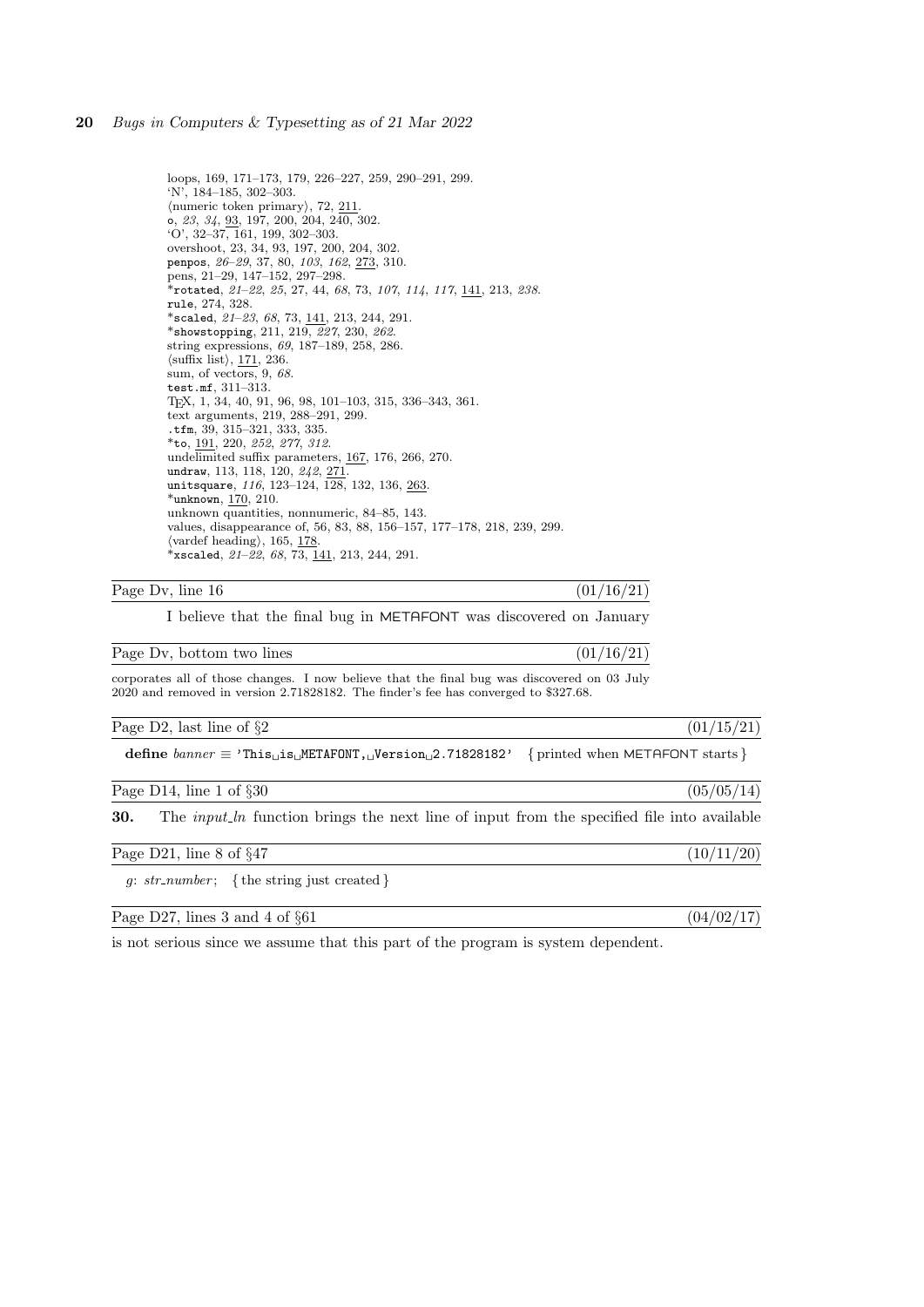loops, 169, 171–173, 179, 226–227, 259, 290–291, 299.
'N', 184–185, 302–303.
⟨numeric token primary⟩, 72, <u>211</u>.
o, *23*, *34*, <u>93</u>, 197, 200, 204, 240, 302.
'O', 32–37, 161, 199, 302–303.
overshoot, 23, 34, 93, 197, 200, 204, 302.
penpos, *26–29*, 37, 80, *103*, *162*, <u>273</u>, 310.
pens, 21–29, 147–152, 297–298.
*rotated, *21–22*, *25*, 27, 44, *68*, 73, *107*, *114*, *117*, <u>141</u>, 213, *238*.
rule, 274, 328.
*scaled, *21–23*, *68*, 73, <u>141</u>, 213, 244, 291.
*showstopping, 211, 219, <u>227</u>, 230, *262*.
string expressions, *69*, 187–189, 258, 286.
⟨suffix list⟩, <u>171</u>, 236.
sum, of vectors, 9, *68*.
test.mf, 311–313.
TeX, 1, 34, 40, 91, 96, 98, 101–103, 315, 336–343, 361.
text arguments, 219, 288–291, 299.
.tfm, 39, 315–321, 333, 335.
*to, <u>191</u>, 220, *252*, *277*, *312*.
undelimited suffix parameters, <u>167</u>, 176, 266, 270.
undraw, 113, 118, 120, *242*, <u>271</u>.
unitsquare, *116*, 123–124, <u>128</u>, 132, 136, <u>263</u>.
*unknown, <u>170</u>, 210.
unknown quantities, nonnumeric, 84–85, 143.
values, disappearance of, 56, 83, 88, 156–157, 177–178, 218, 239, 299.
⟨vardef heading⟩, 165, <u>178</u>.
*xscaled, *21–22*, *68*, 73, <u>141</u>, 213, 244, 291.

---

Page Dv, line 16 (01/16/21)

I believe that the final bug in METAFONT was discovered on January

---

Page Dv, bottom two lines (01/16/21)

corporates all of those changes. I now believe that the final bug was discovered on 03 July 2020 and removed in version 2.71828182. The finder's fee has converged to $327.68.

---

Page D2, last line of §2 (01/15/21)

**define** *banner* ≡ 'This␣is␣METAFONT,␣Version␣2.71828182' { printed when METAFONT starts }

---

Page D14, line 1 of §30 (05/05/14)

**30.** The *input_ln* function brings the next line of input from the specified file into available

---

Page D21, line 8 of §47 (10/11/20)

*g*: *str_number*; { the string just created }

---

Page D27, lines 3 and 4 of §61 (04/02/17)

is not serious since we assume that this part of the program is system dependent.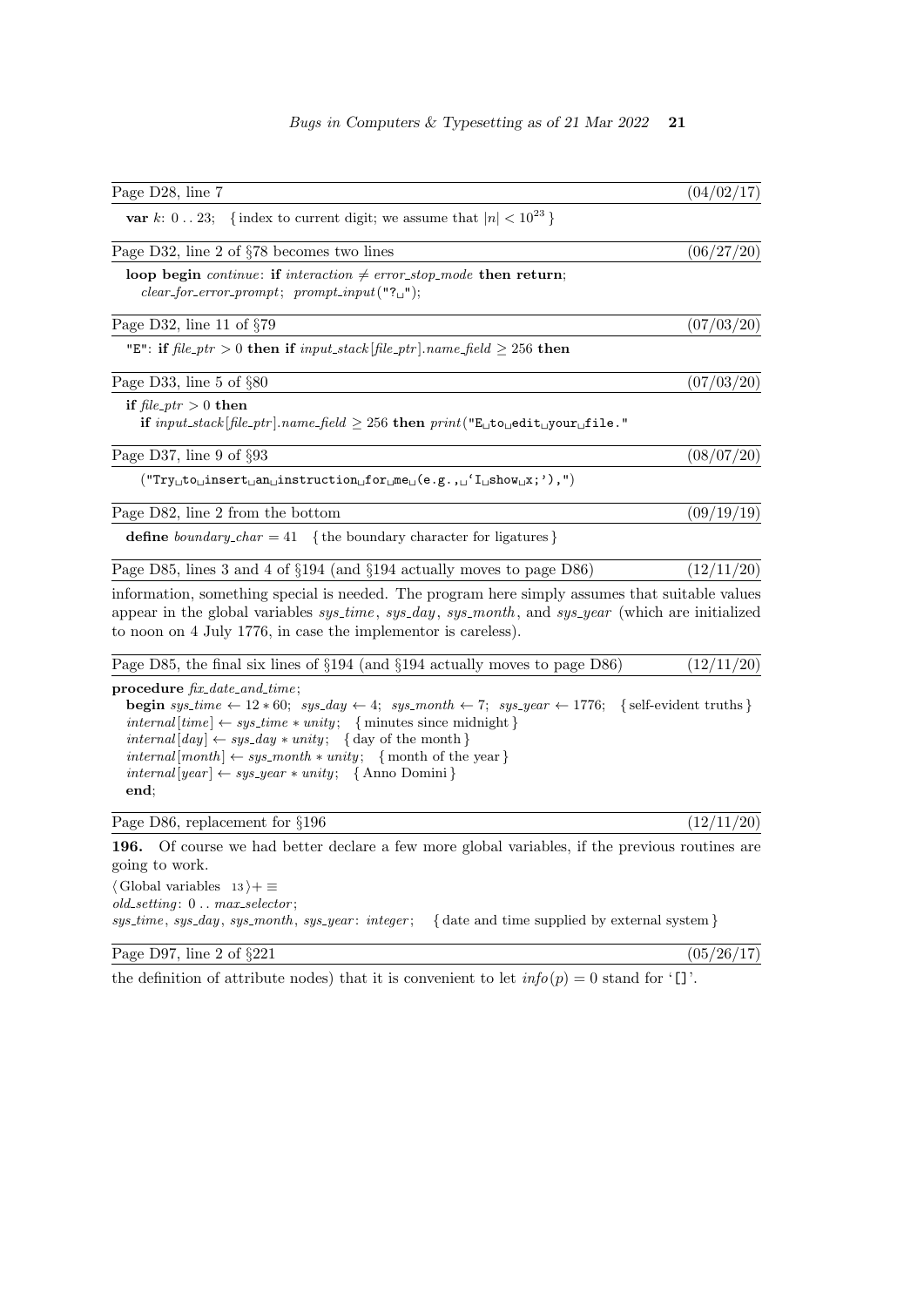Page D28, line 7 (04/02/17)

**var** *k*: 0 . . 23; { index to current digit; we assume that $|n| < 10^{23}$ }

Page D32, line 2 of §78 becomes two lines (06/27/20)

**loop begin** *continue*: **if** *interaction* ≠ *error_stop_mode* **then return**;
*clear_for_error_prompt*; *prompt_input*("?␣");

Page D32, line 11 of §79 (07/03/20)

"E": **if** *file_ptr* > 0 **then if** *input_stack*[*file_ptr*].*name_field* ≥ 256 **then**

Page D33, line 5 of §80 (07/03/20)

**if** *file_ptr* > 0 **then**
**if** *input_stack*[*file_ptr*].*name_field* ≥ 256 **then** *print*("E␣to␣edit␣your␣file."

Page D37, line 9 of §93 (08/07/20)

("Try␣to␣insert␣an␣instruction␣for␣me␣(e.g.,␣'I␣show␣x;'),")

Page D82, line 2 from the bottom (09/19/19)

**define** *boundary_char* = 41 { the boundary character for ligatures }

Page D85, lines 3 and 4 of §194 (and §194 actually moves to page D86) (12/11/20)

information, something special is needed. The program here simply assumes that suitable values appear in the global variables *sys_time*, *sys_day*, *sys_month*, and *sys_year* (which are initialized to noon on 4 July 1776, in case the implementor is careless).

Page D85, the final six lines of §194 (and §194 actually moves to page D86) (12/11/20)

**procedure** *fix_date_and_time*;
**begin** *sys_time* ← 12 ∗ 60; *sys_day* ← 4; *sys_month* ← 7; *sys_year* ← 1776; { self-evident truths }
*internal*[*time*] ← *sys_time* ∗ *unity*; { minutes since midnight }
*internal*[*day*] ← *sys_day* ∗ *unity*; { day of the month }
*internal*[*month*] ← *sys_month* ∗ *unity*; { month of the year }
*internal*[*year*] ← *sys_year* ∗ *unity*; { Anno Domini }
**end**;

Page D86, replacement for §196 (12/11/20)

**196.** Of course we had better declare a few more global variables, if the previous routines are going to work.

⟨ Global variables 13 ⟩ +≡
*old_setting*: 0 . . *max_selector*;
*sys_time*, *sys_day*, *sys_month*, *sys_year*: *integer*; { date and time supplied by external system }

Page D97, line 2 of §221 (05/26/17)

the definition of attribute nodes) that it is convenient to let *info*(*p*) = 0 stand for '[]'.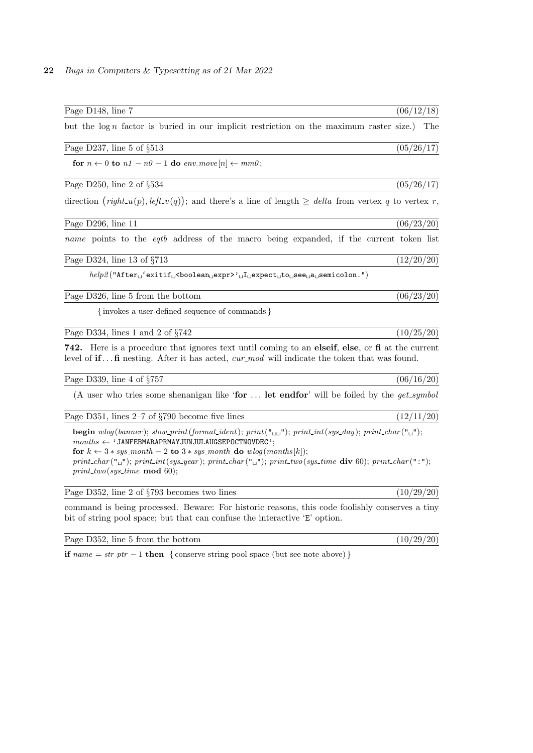Page D148, line 7 (06/12/18)

but the $\log n$ factor is buried in our implicit restriction on the maximum raster size.) The

Page D237, line 5 of §513 (05/26/17)

**for** $n \leftarrow 0$ **to** $n1 - n0 - 1$ **do** $env\_move[n] \leftarrow mm0$;

Page D250, line 2 of §534 (05/26/17)

direction $\bigl(right\_u(p), left\_v(q)\bigr)$; and there's a line of length $\geq$ *delta* from vertex $q$ to vertex $r$,

Page D296, line 11 (06/23/20)

*name* points to the *eqtb* address of the macro being expanded, if the current token list

Page D324, line 13 of §713 (12/20/20)

*help2*("After␣`exitif␣<boolean␣expr>'␣I␣expect␣to␣see␣a␣semicolon.")

Page D326, line 5 from the bottom (06/23/20)

{ invokes a user-defined sequence of commands }

Page D334, lines 1 and 2 of §742 (10/25/20)

**742.** Here is a procedure that ignores text until coming to an **elseif**, **else**, or **fi** at the current level of **if** . . . **fi** nesting. After it has acted, *cur\_mod* will indicate the token that was found.

Page D339, line 4 of §757 (06/16/20)

(A user who tries some shenanigan like '**for** . . . **let endfor**' will be foiled by the *get\_symbol*

Page D351, lines 2–7 of §790 become five lines (12/11/20)

**begin** *wlog*(*banner*); *slow\_print*(*format\_ident*); *print*("␣␣"); *print\_int*(*sys\_day*); *print\_char*("␣");
*months* ← 'JANFEBMARAPRMAYJUNJULAUGSEPOCTNOVDEC';
**for** $k \leftarrow 3 * sys\_month - 2$ **to** $3 * sys\_month$ **do** *wlog*(*months*[*k*]);
*print\_char*("␣"); *print\_int*(*sys\_year*); *print\_char*("␣"); *print\_two*(*sys\_time* **div** 60); *print\_char*(":");
*print\_two*(*sys\_time* **mod** 60);

Page D352, line 2 of §793 becomes two lines (10/29/20)

command is being processed. Beware: For historic reasons, this code foolishly conserves a tiny bit of string pool space; but that can confuse the interactive 'E' option.

Page D352, line 5 from the bottom (10/29/20)

**if** $name = str\_ptr - 1$ **then** { conserve string pool space (but see note above) }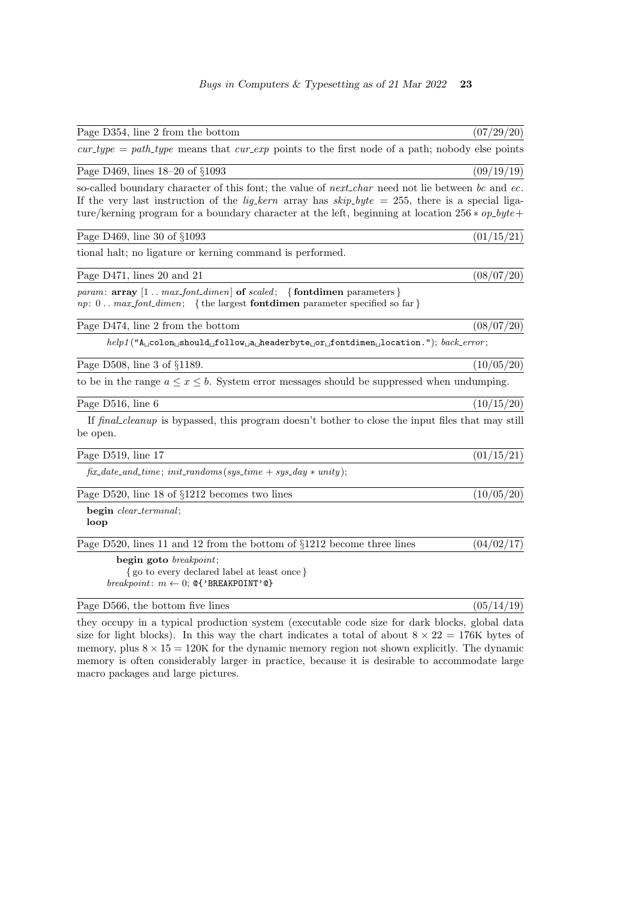Page D354, line 2 from the bottom (07/29/20)

*cur_type* = *path_type* means that *cur_exp* points to the first node of a path; nobody else points

Page D469, lines 18–20 of §1093 (09/19/19)

so-called boundary character of this font; the value of *next_char* need not lie between *bc* and *ec*. If the very last instruction of the *lig_kern* array has *skip_byte* = 255, there is a special ligature/kerning program for a boundary character at the left, beginning at location 256 ∗ *op_byte*+

Page D469, line 30 of §1093 (01/15/21)

tional halt; no ligature or kerning command is performed.

Page D471, lines 20 and 21 (08/07/20)

*param*: **array** [1 . . *max_font_dimen*] **of** *scaled*; { **fontdimen** parameters }
*np*: 0 . . *max_font_dimen*; { the largest **fontdimen** parameter specified so far }

Page D474, line 2 from the bottom (08/07/20)

*help1* ("A␣colon␣should␣follow␣a␣headerbyte␣or␣fontdimen␣location."); *back_error*;

Page D508, line 3 of §1189. (10/05/20)

to be in the range $a \le x \le b$. System error messages should be suppressed when undumping.

Page D516, line 6 (10/15/20)

If *final_cleanup* is bypassed, this program doesn't bother to close the input files that may still be open.

Page D519, line 17 (01/15/21)

*fix_date_and_time*; *init_randoms*(*sys_time* + *sys_day* ∗ *unity*);

Page D520, line 18 of §1212 becomes two lines (10/05/20)

**begin** *clear_terminal*;
**loop**

Page D520, lines 11 and 12 from the bottom of §1212 become three lines (04/02/17)

**begin goto** *breakpoint*;
{ go to every declared label at least once }
*breakpoint*: *m* ← 0; @{'BREAKPOINT'@}

Page D566, the bottom five lines (05/14/19)

they occupy in a typical production system (executable code size for dark blocks, global data size for light blocks). In this way the chart indicates a total of about $8 \times 22 = 176$K bytes of memory, plus $8 \times 15 = 120$K for the dynamic memory region not shown explicitly. The dynamic memory is often considerably larger in practice, because it is desirable to accommodate large macro packages and large pictures.